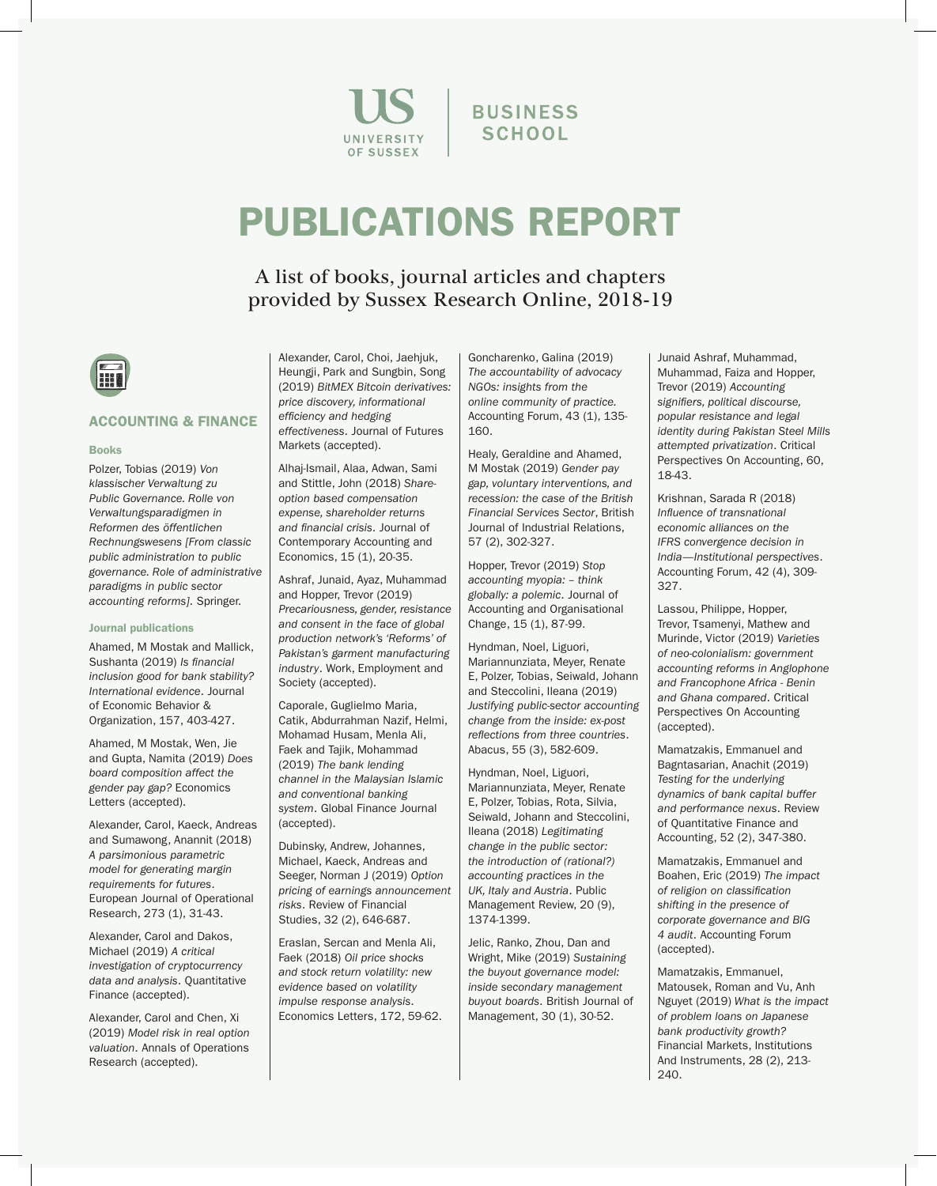UNIVERSITY OF SUSSEX | BUSINESS SCHOOL

# PUBLICATIONS REPORT

A list of books, journal articles and chapters provided by Sussex Research Online, 2018-19

## ACCOUNTING & FINANCE

### Books

Polzer, Tobias (2019) *Von klassischer Verwaltung zu Public Governance. Rolle von Verwaltungsparadigmen in Reformen des öffentlichen Rechnungswesens [From classic public administration to public governance. Role of administrative paradigms in public sector accounting reforms]*. Springer.

### Journal publications

Ahamed, M Mostak and Mallick, Sushanta (2019) *Is financial inclusion good for bank stability? International evidence*. Journal of Economic Behavior & Organization, 157, 403-427.

Ahamed, M Mostak, Wen, Jie and Gupta, Namita (2019) *Does board composition affect the gender pay gap?* Economics Letters (accepted).

Alexander, Carol, Kaeck, Andreas and Sumawong, Anannit (2018) *A parsimonious parametric model for generating margin requirements for futures*. European Journal of Operational Research, 273 (1), 31-43.

Alexander, Carol and Dakos, Michael (2019) *A critical investigation of cryptocurrency data and analysis*. Quantitative Finance (accepted).

Alexander, Carol and Chen, Xi (2019) *Model risk in real option valuation*. Annals of Operations Research (accepted).

Alexander, Carol, Choi, Jaehjuk, Heungji, Park and Sungbin, Song (2019) *BitMEX Bitcoin derivatives: price discovery, informational efficiency and hedging effectiveness*. Journal of Futures Markets (accepted).

Alhaj-Ismail, Alaa, Adwan, Sami and Stittle, John (2018) *Share-option based compensation expense, shareholder returns and financial crisis*. Journal of Contemporary Accounting and Economics, 15 (1), 20-35.

Ashraf, Junaid, Ayaz, Muhammad and Hopper, Trevor (2019) *Precariousness, gender, resistance and consent in the face of global production network's 'Reforms' of Pakistan's garment manufacturing industry*. Work, Employment and Society (accepted).

Caporale, Guglielmo Maria, Catik, Abdurrahman Nazif, Helmi, Mohamad Husam, Menla Ali, Faek and Tajik, Mohammad (2019) *The bank lending channel in the Malaysian Islamic and conventional banking system*. Global Finance Journal (accepted).

Dubinsky, Andrew, Johannes, Michael, Kaeck, Andreas and Seeger, Norman J (2019) *Option pricing of earnings announcement risks*. Review of Financial Studies, 32 (2), 646-687.

Eraslan, Sercan and Menla Ali, Faek (2018) *Oil price shocks and stock return volatility: new evidence based on volatility impulse response analysis*. Economics Letters, 172, 59-62.

Goncharenko, Galina (2019) *The accountability of advocacy NGOs: insights from the online community of practice*. Accounting Forum, 43 (1), 135-160.

Healy, Geraldine and Ahamed, M Mostak (2019) *Gender pay gap, voluntary interventions, and recession: the case of the British Financial Services Sector*, British Journal of Industrial Relations, 57 (2), 302-327.

Hopper, Trevor (2019) *Stop accounting myopia: – think globally: a polemic*. Journal of Accounting and Organisational Change, 15 (1), 87-99.

Hyndman, Noel, Liguori, Mariannunziata, Meyer, Renate E, Polzer, Tobias, Seiwald, Johann and Steccolini, Ileana (2019) *Justifying public-sector accounting change from the inside: ex-post reflections from three countries*. Abacus, 55 (3), 582-609.

Hyndman, Noel, Liguori, Mariannunziata, Meyer, Renate E, Polzer, Tobias, Rota, Silvia, Seiwald, Johann and Steccolini, Ileana (2018) *Legitimating change in the public sector: the introduction of (rational?) accounting practices in the UK, Italy and Austria*. Public Management Review, 20 (9), 1374-1399.

Jelic, Ranko, Zhou, Dan and Wright, Mike (2019) *Sustaining the buyout governance model: inside secondary management buyout boards*. British Journal of Management, 30 (1), 30-52.

Junaid Ashraf, Muhammad, Muhammad, Faiza and Hopper, Trevor (2019) *Accounting signifiers, political discourse, popular resistance and legal identity during Pakistan Steel Mills attempted privatization*. Critical Perspectives On Accounting, 60, 18-43.

Krishnan, Sarada R (2018) *Influence of transnational economic alliances on the IFRS convergence decision in India—Institutional perspectives*. Accounting Forum, 42 (4), 309-327.

Lassou, Philippe, Hopper, Trevor, Tsamenyi, Mathew and Murinde, Victor (2019) *Varieties of neo-colonialism: government accounting reforms in Anglophone and Francophone Africa - Benin and Ghana compared*. Critical Perspectives On Accounting (accepted).

Mamatzakis, Emmanuel and Bagntasarian, Anachit (2019) *Testing for the underlying dynamics of bank capital buffer and performance nexus*. Review of Quantitative Finance and Accounting, 52 (2), 347-380.

Mamatzakis, Emmanuel and Boahen, Eric (2019) *The impact of religion on classification shifting in the presence of corporate governance and BIG 4 audit*. Accounting Forum (accepted).

Mamatzakis, Emmanuel, Matousek, Roman and Vu, Anh Nguyet (2019) *What is the impact of problem loans on Japanese bank productivity growth?* Financial Markets, Institutions And Instruments, 28 (2), 213-240.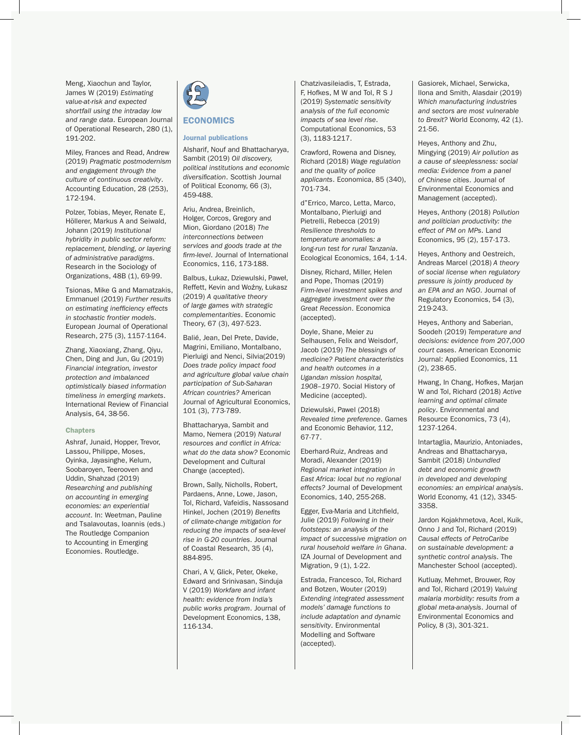Meng, Xiaochun and Taylor, James W (2019) *Estimating value-at-risk and expected shortfall using the intraday low and range data*. European Journal of Operational Research, 280 (1), 191-202.

Miley, Frances and Read, Andrew (2019) *Pragmatic postmodernism and engagement through the culture of continuous creativity*. Accounting Education, 28 (253), 172-194.

Polzer, Tobias, Meyer, Renate E, Höllerer, Markus A and Seiwald, Johann (2019) *Institutional hybridity in public sector reform: replacement, blending, or layering of administrative paradigms*. Research in the Sociology of Organizations, 48B (1), 69-99.

Tsionas, Mike G and Mamatzakis, Emmanuel (2019) *Further results on estimating inefficiency effects in stochastic frontier models*. European Journal of Operational Research, 275 (3), 1157-1164.

Zhang, Xiaoxiang, Zhang, Qiyu, Chen, Ding and Jun, Gu (2019) *Financial integration, investor protection and imbalanced optimistically biased information timeliness in emerging markets*. International Review of Financial Analysis, 64, 38-56.

### Chapters

Ashraf, Junaid, Hopper, Trevor, Lassou, Philippe, Moses, Oyinka, Jayasinghe, Kelum, Soobaroyen, Teerooven and Uddin, Shahzad (2019) *Researching and publishing on accounting in emerging economies: an experiential account*. In: Weetman, Pauline and Tsalavoutas, Ioannis (eds.) The Routledge Companion to Accounting in Emerging Economies. Routledge.

## ECONOMICS

### Journal publications

Alsharif, Nouf and Bhattacharyya, Sambit (2019) *Oil discovery, political institutions and economic diversification*. Scottish Journal of Political Economy, 66 (3), 459-488.

Ariu, Andrea, Breinlich, Holger, Corcos, Gregory and Mion, Giordano (2018) *The interconnections between services and goods trade at the firm-level*. Journal of International Economics, 116, 173-188.

Balbus, Łukaz, Dziewulski, Paweł, Reffett, Kevin and Woźny, Łukasz (2019) *A qualitative theory of large games with strategic complementarities*. Economic Theory, 67 (3), 497-523.

Balié, Jean, Del Prete, Davide, Magrini, Emiliano, Montalbano, Pierluigi and Nenci, Silvia(2019) *Does trade policy impact food and agriculture global value chain participation of Sub-Saharan African countries?* American Journal of Agricultural Economics, 101 (3), 773-789.

Bhattacharyya, Sambit and Mamo, Nemera (2019) *Natural resources and conflict in Africa: what do the data show?* Economic Development and Cultural Change (accepted).

Brown, Sally, Nicholls, Robert, Pardaens, Anne, Lowe, Jason, Tol, Richard, Vafeidis, Nassosand Hinkel, Jochen (2019) *Benefits of climate-change mitigation for reducing the impacts of sea-level rise in G-20 countries*. Journal of Coastal Research, 35 (4), 884-895.

Chari, A V, Glick, Peter, Okeke, Edward and Srinivasan, Sinduja V (2019) *Workfare and infant health: evidence from India's public works program*. Journal of Development Economics, 138, 116-134.

Chatzivasileiadis, T, Estrada, F, Hofkes, M W and Tol, R S J (2019) *Systematic sensitivity analysis of the full economic impacts of sea level rise*. Computational Economics, 53 (3), 1183-1217.

Crawford, Rowena and Disney, Richard (2018) *Wage regulation and the quality of police applicants*. Economica, 85 (340), 701-734.

d"Errico, Marco, Letta, Marco, Montalbano, Pierluigi and Pietrelli, Rebecca (2019) *Resilience thresholds to temperature anomalies: a long-run test for rural Tanzania*. Ecological Economics, 164, 1-14.

Disney, Richard, Miller, Helen and Pope, Thomas (2019) *Firm-level investment spikes and aggregate investment over the Great Recession*. Economica (accepted).

Doyle, Shane, Meier zu Selhausen, Felix and Weisdorf, Jacob (2019) *The blessings of medicine? Patient characteristics and health outcomes in a Ugandan mission hospital, 1908–1970*. Social History of Medicine (accepted).

Dziewulski, Pawel (2018) *Revealed time preference*. Games and Economic Behavior, 112, 67-77.

Eberhard-Ruiz, Andreas and Moradi, Alexander (2019) *Regional market integration in East Africa: local but no regional effects?* Journal of Development Economics, 140, 255-268.

Egger, Eva-Maria and Litchfield, Julie (2019) *Following in their footsteps: an analysis of the impact of successive migration on rural household welfare in Ghana*. IZA Journal of Development and Migration, 9 (1), 1-22.

Estrada, Francesco, Tol, Richard and Botzen, Wouter (2019) *Extending integrated assessment models' damage functions to include adaptation and dynamic sensitivity*. Environmental Modelling and Software (accepted).

Gasiorek, Michael, Serwicka, Ilona and Smith, Alasdair (2019) *Which manufacturing industries and sectors are most vulnerable to Brexit?* World Economy, 42 (1). 21-56.

Heyes, Anthony and Zhu, Mingying (2019) *Air pollution as a cause of sleeplessness: social media: Evidence from a panel of Chinese cities*. Journal of Environmental Economics and Management (accepted).

Heyes, Anthony (2018) *Pollution and politician productivity: the effect of PM on MPs*. Land Economics, 95 (2), 157-173.

Heyes, Anthony and Oestreich, Andreas Marcel (2018) *A theory of social license when regulatory pressure is jointly produced by an EPA and an NGO*. Journal of Regulatory Economics, 54 (3), 219-243.

Heyes, Anthony and Saberian, Soodeh (2019) *Temperature and decisions: evidence from 207,000 court cases*. American Economic Journal: Applied Economics, 11 (2), 238-65.

Hwang, In Chang, Hofkes, Marjan W and Tol, Richard (2018) *Active learning and optimal climate policy*. Environmental and Resource Economics, 73 (4), 1237-1264.

Intartaglia, Maurizio, Antoniades, Andreas and Bhattacharyya, Sambit (2018) *Unbundled debt and economic growth in developed and developing economies: an empirical analysis*. World Economy, 41 (12), 3345-3358.

Jardon Kojakhmetova, Acel, Kuik, Onno J and Tol, Richard (2019) *Causal effects of PetroCaribe on sustainable development: a synthetic control analysis*. The Manchester School (accepted).

Kutlay, Mehmet, Brouwer, Roy and Tol, Richard (2019) *Valuing malaria morbidity: results from a global meta-analysis*. Journal of Environmental Economics and Policy, 8 (3), 301-321.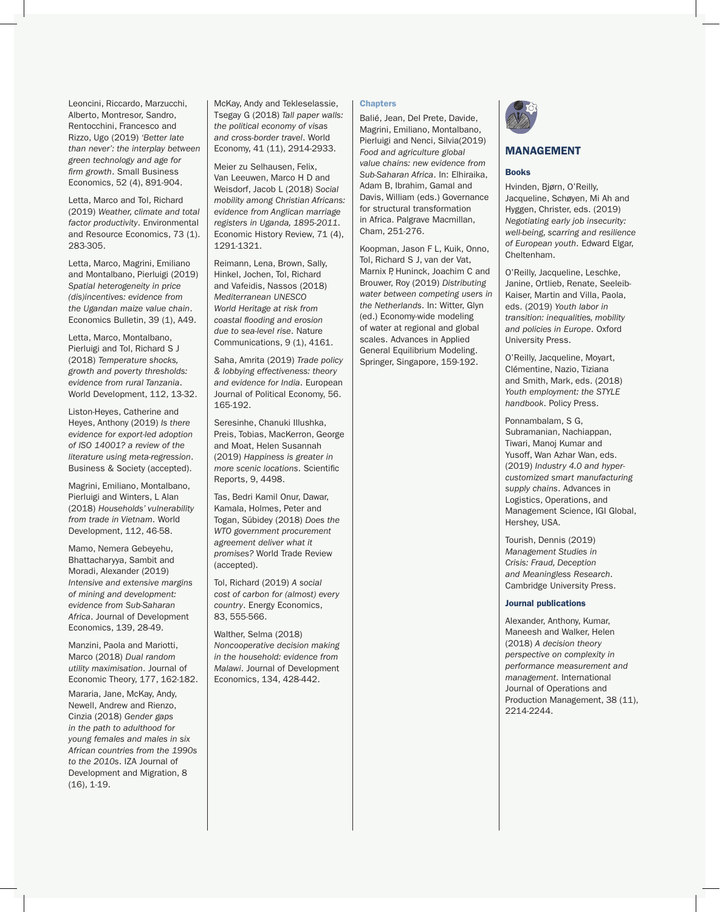Leoncini, Riccardo, Marzucchi, Alberto, Montresor, Sandro, Rentocchini, Francesco and Rizzo, Ugo (2019) *'Better late than never': the interplay between green technology and age for firm growth*. Small Business Economics, 52 (4), 891-904.

Letta, Marco and Tol, Richard (2019) *Weather, climate and total factor productivity*. Environmental and Resource Economics, 73 (1). 283-305.

Letta, Marco, Magrini, Emiliano and Montalbano, Pierluigi (2019) *Spatial heterogeneity in price (dis)incentives: evidence from the Ugandan maize value chain*. Economics Bulletin, 39 (1), A49.

Letta, Marco, Montalbano, Pierluigi and Tol, Richard S J (2018) *Temperature shocks, growth and poverty thresholds: evidence from rural Tanzania*. World Development, 112, 13-32.

Liston-Heyes, Catherine and Heyes, Anthony (2019) *Is there evidence for export-led adoption of ISO 14001? a review of the literature using meta-regression*. Business & Society (accepted).

Magrini, Emiliano, Montalbano, Pierluigi and Winters, L Alan (2018) *Households' vulnerability from trade in Vietnam*. World Development, 112, 46-58.

Mamo, Nemera Gebeyehu, Bhattacharyya, Sambit and Moradi, Alexander (2019) *Intensive and extensive margins of mining and development: evidence from Sub-Saharan Africa*. Journal of Development Economics, 139, 28-49.

Manzini, Paola and Mariotti, Marco (2018) *Dual random utility maximisation*. Journal of Economic Theory, 177, 162-182.

Mararia, Jane, McKay, Andy, Newell, Andrew and Rienzo, Cinzia (2018) *Gender gaps in the path to adulthood for young females and males in six African countries from the 1990s to the 2010s*. IZA Journal of Development and Migration, 8 (16), 1-19.

McKay, Andy and Tekleselassie, Tsegay G (2018) *Tall paper walls: the political economy of visas and cross-border travel*. World Economy, 41 (11), 2914-2933.

Meier zu Selhausen, Felix, Van Leeuwen, Marco H D and Weisdorf, Jacob L (2018) *Social mobility among Christian Africans: evidence from Anglican marriage registers in Uganda, 1895-2011*. Economic History Review, 71 (4), 1291-1321.

Reimann, Lena, Brown, Sally, Hinkel, Jochen, Tol, Richard and Vafeidis, Nassos (2018) *Mediterranean UNESCO World Heritage at risk from coastal flooding and erosion due to sea-level rise*. Nature Communications, 9 (1), 4161.

Saha, Amrita (2019) *Trade policy & lobbying effectiveness: theory and evidence for India*. European Journal of Political Economy, 56. 165-192.

Seresinhe, Chanuki Illushka, Preis, Tobias, MacKerron, George and Moat, Helen Susannah (2019) *Happiness is greater in more scenic locations*. Scientific Reports, 9, 4498.

Tas, Bedri Kamil Onur, Dawar, Kamala, Holmes, Peter and Togan, Sübidey (2018) *Does the WTO government procurement agreement deliver what it promises?* World Trade Review (accepted).

Tol, Richard (2019) *A social cost of carbon for (almost) every country*. Energy Economics, 83, 555-566.

Walther, Selma (2018) *Noncooperative decision making in the household: evidence from Malawi*. Journal of Development Economics, 134, 428-442.

### Chapters

Balié, Jean, Del Prete, Davide, Magrini, Emiliano, Montalbano, Pierluigi and Nenci, Silvia(2019) *Food and agriculture global value chains: new evidence from Sub-Saharan Africa*. In: Elhiraika, Adam B, Ibrahim, Gamal and Davis, William (eds.) Governance for structural transformation in Africa. Palgrave Macmillan, Cham, 251-276.

Koopman, Jason F L, Kuik, Onno, Tol, Richard S J, van der Vat, Marnix P, Huninck, Joachim C and Brouwer, Roy (2019) *Distributing water between competing users in the Netherlands*. In: Witter, Glyn (ed.) Economy-wide modeling of water at regional and global scales. Advances in Applied General Equilibrium Modeling. Springer, Singapore, 159-192.

## MANAGEMENT

### Books

Hvinden, Bjørn, O'Reilly, Jacqueline, Schøyen, Mi Ah and Hyggen, Christer, eds. (2019) *Negotiating early job insecurity: well-being, scarring and resilience of European youth*. Edward Elgar, Cheltenham.

O'Reilly, Jacqueline, Leschke, Janine, Ortlieb, Renate, Seeleib-Kaiser, Martin and Villa, Paola, eds. (2019) *Youth labor in transition: inequalities, mobility and policies in Europe*. Oxford University Press.

O'Reilly, Jacqueline, Moyart, Clémentine, Nazio, Tiziana and Smith, Mark, eds. (2018) *Youth employment: the STYLE handbook*. Policy Press.

Ponnambalam, S G, Subramanian, Nachiappan, Tiwari, Manoj Kumar and Yusoff, Wan Azhar Wan, eds. (2019) *Industry 4.0 and hyper-customized smart manufacturing supply chains*. Advances in Logistics, Operations, and Management Science, IGI Global, Hershey, USA.

Tourish, Dennis (2019) *Management Studies in Crisis: Fraud, Deception and Meaningless Research*. Cambridge University Press.

### Journal publications

Alexander, Anthony, Kumar, Maneesh and Walker, Helen (2018) *A decision theory perspective on complexity in performance measurement and management*. International Journal of Operations and Production Management, 38 (11), 2214-2244.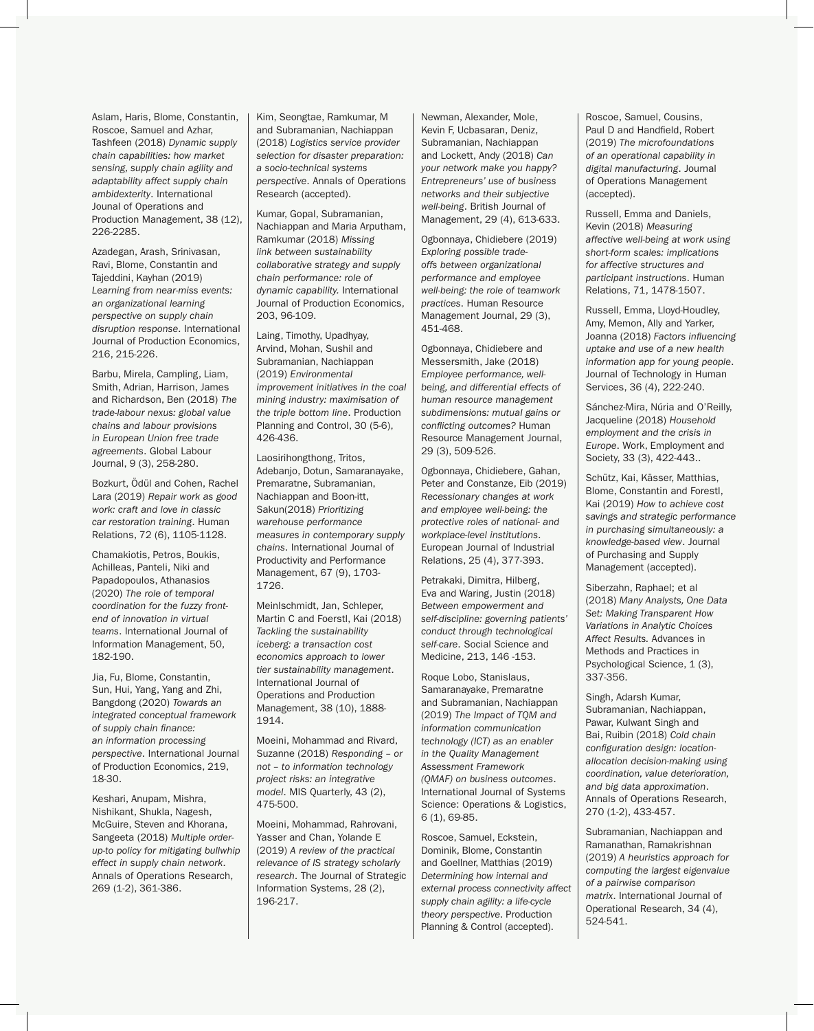Aslam, Haris, Blome, Constantin, Roscoe, Samuel and Azhar, Tashfeen (2018) *Dynamic supply chain capabilities: how market sensing, supply chain agility and adaptability affect supply chain ambidexterity*. International Jounal of Operations and Production Management, 38 (12), 226-2285.

Azadegan, Arash, Srinivasan, Ravi, Blome, Constantin and Tajeddini, Kayhan (2019) *Learning from near-miss events: an organizational learning perspective on supply chain disruption response*. International Journal of Production Economics, 216, 215-226.

Barbu, Mirela, Campling, Liam, Smith, Adrian, Harrison, James and Richardson, Ben (2018) *The trade-labour nexus: global value chains and labour provisions in European Union free trade agreements*. Global Labour Journal, 9 (3), 258-280.

Bozkurt, Ödül and Cohen, Rachel Lara (2019) *Repair work as good work: craft and love in classic car restoration training*. Human Relations, 72 (6), 1105-1128.

Chamakiotis, Petros, Boukis, Achilleas, Panteli, Niki and Papadopoulos, Athanasios (2020) *The role of temporal coordination for the fuzzy front-end of innovation in virtual teams*. International Journal of Information Management, 50, 182-190.

Jia, Fu, Blome, Constantin, Sun, Hui, Yang, Yang and Zhi, Bangdong (2020) *Towards an integrated conceptual framework of supply chain finance: an information processing perspective*. International Journal of Production Economics, 219, 18-30.

Keshari, Anupam, Mishra, Nishikant, Shukla, Nagesh, McGuire, Steven and Khorana, Sangeeta (2018) *Multiple order-up-to policy for mitigating bullwhip effect in supply chain network*. Annals of Operations Research, 269 (1-2), 361-386.

Kim, Seongtae, Ramkumar, M and Subramanian, Nachiappan (2018) *Logistics service provider selection for disaster preparation: a socio-technical systems perspective*. Annals of Operations Research (accepted).

Kumar, Gopal, Subramanian, Nachiappan and Maria Arputham, Ramkumar (2018) *Missing link between sustainability collaborative strategy and supply chain performance: role of dynamic capability.* International Journal of Production Economics, 203, 96-109.

Laing, Timothy, Upadhyay, Arvind, Mohan, Sushil and Subramanian, Nachiappan (2019) *Environmental improvement initiatives in the coal mining industry: maximisation of the triple bottom line*. Production Planning and Control, 30 (5-6), 426-436.

Laosirihongthong, Tritos, Adebanjo, Dotun, Samaranayake, Premaratne, Subramanian, Nachiappan and Boon-itt, Sakun(2018) *Prioritizing warehouse performance measures in contemporary supply chains*. International Journal of Productivity and Performance Management, 67 (9), 1703-1726.

Meinlschmidt, Jan, Schleper, Martin C and Foerstl, Kai (2018) *Tackling the sustainability iceberg: a transaction cost economics approach to lower tier sustainability management*. International Journal of Operations and Production Management, 38 (10), 1888-1914.

Moeini, Mohammad and Rivard, Suzanne (2018) *Responding – or not – to information technology project risks: an integrative model*. MIS Quarterly, 43 (2), 475-500.

Moeini, Mohammad, Rahrovani, Yasser and Chan, Yolande E (2019) *A review of the practical relevance of IS strategy scholarly research*. The Journal of Strategic Information Systems, 28 (2), 196-217.

Newman, Alexander, Mole, Kevin F, Ucbasaran, Deniz, Subramanian, Nachiappan and Lockett, Andy (2018) *Can your network make you happy? Entrepreneurs' use of business networks and their subjective well-being*. British Journal of Management, 29 (4), 613-633.

Ogbonnaya, Chidiebere (2019) *Exploring possible trade-offs between organizational performance and employee well-being: the role of teamwork practices*. Human Resource Management Journal, 29 (3), 451-468.

Ogbonnaya, Chidiebere and Messersmith, Jake (2018) *Employee performance, well-being, and differential effects of human resource management subdimensions: mutual gains or conflicting outcomes?* Human Resource Management Journal, 29 (3), 509-526.

Ogbonnaya, Chidiebere, Gahan, Peter and Constanze, Eib (2019) *Recessionary changes at work and employee well-being: the protective roles of national- and workplace-level institutions*. European Journal of Industrial Relations, 25 (4), 377-393.

Petrakaki, Dimitra, Hilberg, Eva and Waring, Justin (2018) *Between empowerment and self-discipline: governing patients' conduct through technological self-care*. Social Science and Medicine, 213, 146 -153.

Roque Lobo, Stanislaus, Samaranayake, Premaratne and Subramanian, Nachiappan (2019) *The Impact of TQM and information communication technology (ICT) as an enabler in the Quality Management Assessment Framework (QMAF) on business outcomes*. International Journal of Systems Science: Operations & Logistics, 6 (1), 69-85.

Roscoe, Samuel, Eckstein, Dominik, Blome, Constantin and Goellner, Matthias (2019) *Determining how internal and external process connectivity affect supply chain agility: a life-cycle theory perspective*. Production Planning & Control (accepted).

Roscoe, Samuel, Cousins, Paul D and Handfield, Robert (2019) *The microfoundations of an operational capability in digital manufacturing*. Journal of Operations Management (accepted).

Russell, Emma and Daniels, Kevin (2018) *Measuring affective well-being at work using short-form scales: implications for affective structures and participant instructions*. Human Relations, 71, 1478-1507.

Russell, Emma, Lloyd-Houdley, Amy, Memon, Ally and Yarker, Joanna (2018) *Factors influencing uptake and use of a new health information app for young people*. Journal of Technology in Human Services, 36 (4), 222-240.

Sánchez-Mira, Núria and O'Reilly, Jacqueline (2018) *Household employment and the crisis in Europe*. Work, Employment and Society, 33 (3), 422-443..

Schütz, Kai, Kässer, Matthias, Blome, Constantin and Forestl, Kai (2019) *How to achieve cost savings and strategic performance in purchasing simultaneously: a knowledge-based view*. Journal of Purchasing and Supply Management (accepted).

Siberzahn, Raphael; et al (2018) *Many Analysts, One Data Set: Making Transparent How Variations in Analytic Choices Affect Results.* Advances in Methods and Practices in Psychological Science, 1 (3), 337-356.

Singh, Adarsh Kumar, Subramanian, Nachiappan, Pawar, Kulwant Singh and Bai, Ruibin (2018) *Cold chain configuration design: location-allocation decision-making using coordination, value deterioration, and big data approximation*. Annals of Operations Research, 270 (1-2), 433-457.

Subramanian, Nachiappan and Ramanathan, Ramakrishnan (2019) *A heuristics approach for computing the largest eigenvalue of a pairwise comparison matrix*. International Journal of Operational Research, 34 (4), 524-541.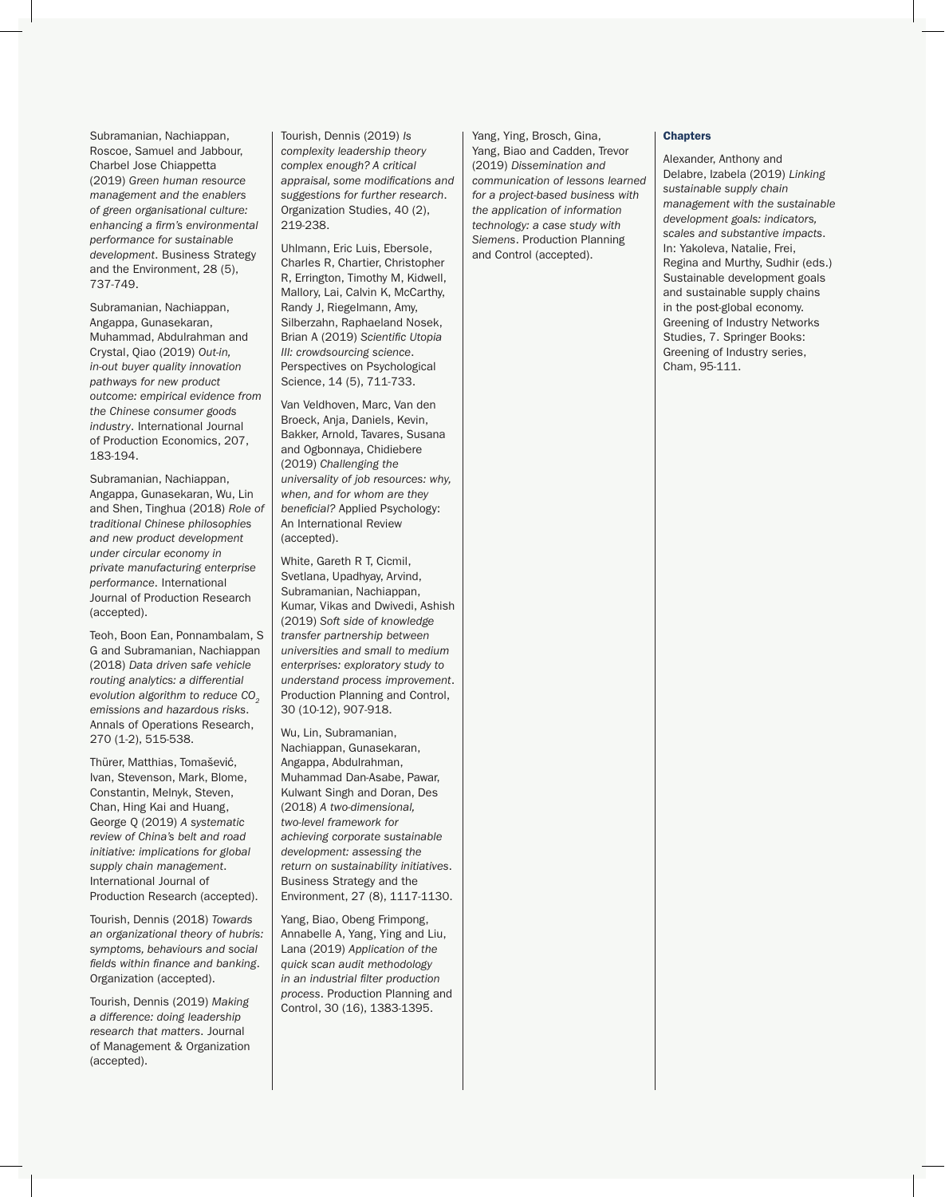Subramanian, Nachiappan, Roscoe, Samuel and Jabbour, Charbel Jose Chiappetta (2019) *Green human resource management and the enablers of green organisational culture: enhancing a firm's environmental performance for sustainable development*. Business Strategy and the Environment, 28 (5), 737-749.

Subramanian, Nachiappan, Angappa, Gunasekaran, Muhammad, Abdulrahman and Crystal, Qiao (2019) *Out-in, in-out buyer quality innovation pathways for new product outcome: empirical evidence from the Chinese consumer goods industry*. International Journal of Production Economics, 207, 183-194.

Subramanian, Nachiappan, Angappa, Gunasekaran, Wu, Lin and Shen, Tinghua (2018) *Role of traditional Chinese philosophies and new product development under circular economy in private manufacturing enterprise performance*. International Journal of Production Research (accepted).

Teoh, Boon Ean, Ponnambalam, S G and Subramanian, Nachiappan (2018) *Data driven safe vehicle routing analytics: a differential evolution algorithm to reduce $CO_2$ emissions and hazardous risks*. Annals of Operations Research, 270 (1-2), 515-538.

Thürer, Matthias, Tomašević, Ivan, Stevenson, Mark, Blome, Constantin, Melnyk, Steven, Chan, Hing Kai and Huang, George Q (2019) *A systematic review of China's belt and road initiative: implications for global supply chain management*. International Journal of Production Research (accepted).

Tourish, Dennis (2018) *Towards an organizational theory of hubris: symptoms, behaviours and social fields within finance and banking*. Organization (accepted).

Tourish, Dennis (2019) *Making a difference: doing leadership research that matters*. Journal of Management & Organization (accepted).

Tourish, Dennis (2019) *Is complexity leadership theory complex enough? A critical appraisal, some modifications and suggestions for further research*. Organization Studies, 40 (2), 219-238.

Uhlmann, Eric Luis, Ebersole, Charles R, Chartier, Christopher R, Errington, Timothy M, Kidwell, Mallory, Lai, Calvin K, McCarthy, Randy J, Riegelmann, Amy, Silberzahn, Raphaeland Nosek, Brian A (2019) *Scientific Utopia III: crowdsourcing science*. Perspectives on Psychological Science, 14 (5), 711-733.

Van Veldhoven, Marc, Van den Broeck, Anja, Daniels, Kevin, Bakker, Arnold, Tavares, Susana and Ogbonnaya, Chidiebere (2019) *Challenging the universality of job resources: why, when, and for whom are they beneficial?* Applied Psychology: An International Review (accepted).

White, Gareth R T, Cicmil, Svetlana, Upadhyay, Arvind, Subramanian, Nachiappan, Kumar, Vikas and Dwivedi, Ashish (2019) *Soft side of knowledge transfer partnership between universities and small to medium enterprises: exploratory study to understand process improvement*. Production Planning and Control, 30 (10-12), 907-918.

Wu, Lin, Subramanian, Nachiappan, Gunasekaran, Angappa, Abdulrahman, Muhammad Dan-Asabe, Pawar, Kulwant Singh and Doran, Des (2018) *A two-dimensional, two-level framework for achieving corporate sustainable development: assessing the return on sustainability initiatives*. Business Strategy and the Environment, 27 (8), 1117-1130.

Yang, Biao, Obeng Frimpong, Annabelle A, Yang, Ying and Liu, Lana (2019) *Application of the quick scan audit methodology in an industrial filter production process*. Production Planning and Control, 30 (16), 1383-1395.

Yang, Ying, Brosch, Gina, Yang, Biao and Cadden, Trevor (2019) *Dissemination and communication of lessons learned for a project-based business with the application of information technology: a case study with Siemens*. Production Planning and Control (accepted).

### Chapters

Alexander, Anthony and Delabre, Izabela (2019) *Linking sustainable supply chain management with the sustainable development goals: indicators, scales and substantive impacts*. In: Yakoleva, Natalie, Frei, Regina and Murthy, Sudhir (eds.) Sustainable development goals and sustainable supply chains in the post-global economy. Greening of Industry Networks Studies, 7. Springer Books: Greening of Industry series, Cham, 95-111.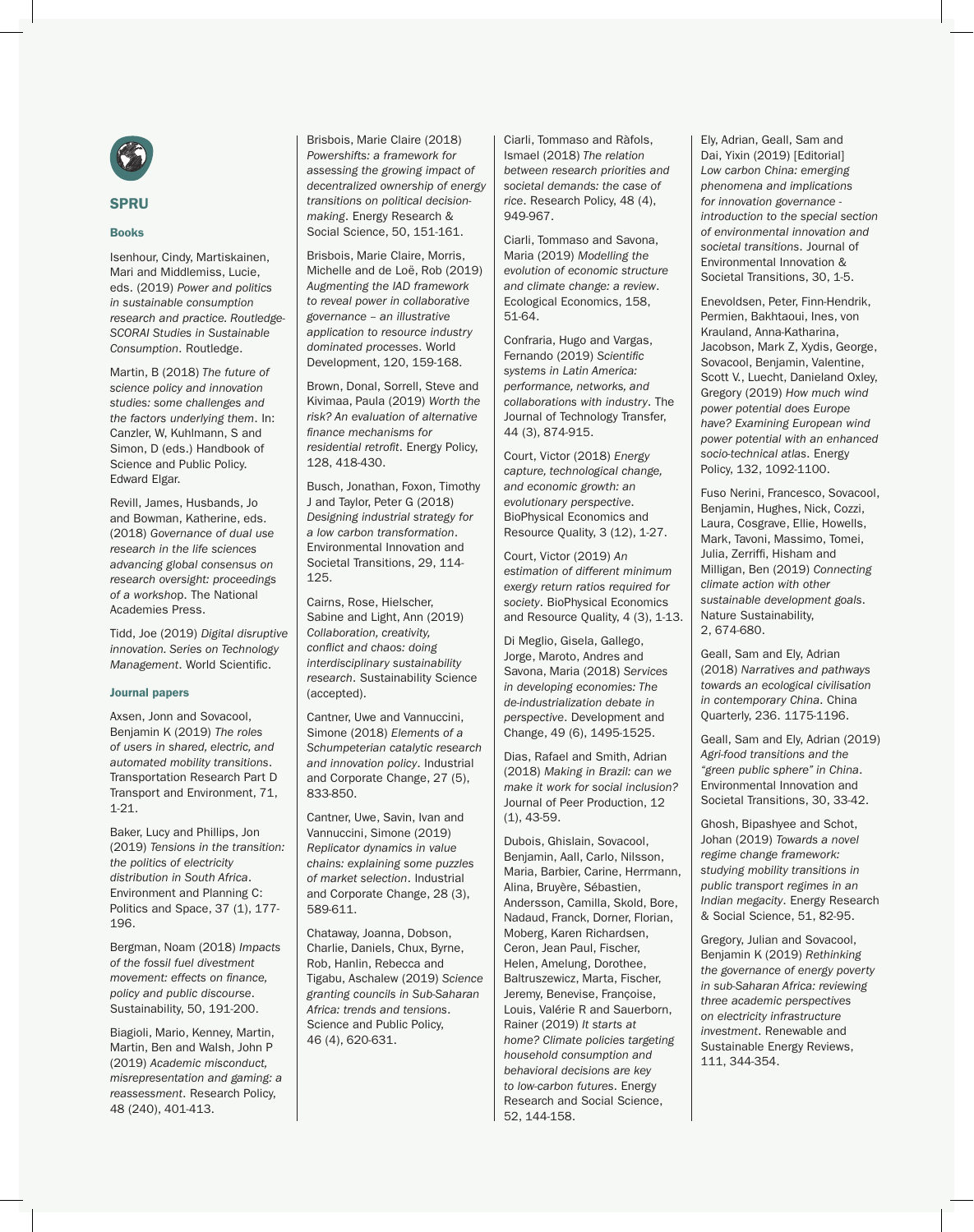## SPRU

### Books

Isenhour, Cindy, Martiskainen, Mari and Middlemiss, Lucie, eds. (2019) *Power and politics in sustainable consumption research and practice. Routledge-SCORAI Studies in Sustainable Consumption*. Routledge.

Martin, B (2018) *The future of science policy and innovation studies: some challenges and the factors underlying them*. In: Canzler, W, Kuhlmann, S and Simon, D (eds.) Handbook of Science and Public Policy. Edward Elgar.

Revill, James, Husbands, Jo and Bowman, Katherine, eds. (2018) *Governance of dual use research in the life sciences advancing global consensus on research oversight: proceedings of a workshop*. The National Academies Press.

Tidd, Joe (2019) *Digital disruptive innovation. Series on Technology Management*. World Scientific.

### Journal papers

Axsen, Jonn and Sovacool, Benjamin K (2019) *The roles of users in shared, electric, and automated mobility transitions*. Transportation Research Part D Transport and Environment, 71, 1-21.

Baker, Lucy and Phillips, Jon (2019) *Tensions in the transition: the politics of electricity distribution in South Africa*. Environment and Planning C: Politics and Space, 37 (1), 177-196.

Bergman, Noam (2018) *Impacts of the fossil fuel divestment movement: effects on finance, policy and public discourse*. Sustainability, 50, 191-200.

Biagioli, Mario, Kenney, Martin, Martin, Ben and Walsh, John P (2019) *Academic misconduct, misrepresentation and gaming: a reassessment*. Research Policy, 48 (240), 401-413.

Brisbois, Marie Claire (2018) *Powershifts: a framework for assessing the growing impact of decentralized ownership of energy transitions on political decision-making*. Energy Research & Social Science, 50, 151-161.

Brisbois, Marie Claire, Morris, Michelle and de Loë, Rob (2019) *Augmenting the IAD framework to reveal power in collaborative governance – an illustrative application to resource industry dominated processes*. World Development, 120, 159-168.

Brown, Donal, Sorrell, Steve and Kivimaa, Paula (2019) *Worth the risk? An evaluation of alternative finance mechanisms for residential retrofit*. Energy Policy, 128, 418-430.

Busch, Jonathan, Foxon, Timothy J and Taylor, Peter G (2018) *Designing industrial strategy for a low carbon transformation*. Environmental Innovation and Societal Transitions, 29, 114-125.

Cairns, Rose, Hielscher, Sabine and Light, Ann (2019) *Collaboration, creativity, conflict and chaos: doing interdisciplinary sustainability research*. Sustainability Science (accepted).

Cantner, Uwe and Vannuccini, Simone (2018) *Elements of a Schumpeterian catalytic research and innovation policy*. Industrial and Corporate Change, 27 (5), 833-850.

Cantner, Uwe, Savin, Ivan and Vannuccini, Simone (2019) *Replicator dynamics in value chains: explaining some puzzles of market selection*. Industrial and Corporate Change, 28 (3), 589-611.

Chataway, Joanna, Dobson, Charlie, Daniels, Chux, Byrne, Rob, Hanlin, Rebecca and Tigabu, Aschalew (2019) *Science granting councils in Sub-Saharan Africa: trends and tensions*. Science and Public Policy, 46 (4), 620-631.

Ciarli, Tommaso and Ràfols, Ismael (2018) *The relation between research priorities and societal demands: the case of rice*. Research Policy, 48 (4), 949-967.

Ciarli, Tommaso and Savona, Maria (2019) *Modelling the evolution of economic structure and climate change: a review*. Ecological Economics, 158, 51-64.

Confraria, Hugo and Vargas, Fernando (2019) *Scientific systems in Latin America: performance, networks, and collaborations with industry*. The Journal of Technology Transfer, 44 (3), 874-915.

Court, Victor (2018) *Energy capture, technological change, and economic growth: an evolutionary perspective*. BioPhysical Economics and Resource Quality, 3 (12), 1-27.

Court, Victor (2019) *An estimation of different minimum exergy return ratios required for society*. BioPhysical Economics and Resource Quality, 4 (3), 1-13.

Di Meglio, Gisela, Gallego, Jorge, Maroto, Andres and Savona, Maria (2018) *Services in developing economies: The de-industrialization debate in perspective*. Development and Change, 49 (6), 1495-1525.

Dias, Rafael and Smith, Adrian (2018) *Making in Brazil: can we make it work for social inclusion?* Journal of Peer Production, 12 (1), 43-59.

Dubois, Ghislain, Sovacool, Benjamin, Aall, Carlo, Nilsson, Maria, Barbier, Carine, Herrmann, Alina, Bruyère, Sébastien, Andersson, Camilla, Skold, Bore, Nadaud, Franck, Dorner, Florian, Moberg, Karen Richardsen, Ceron, Jean Paul, Fischer, Helen, Amelung, Dorothee, Baltruszewicz, Marta, Fischer, Jeremy, Benevise, Françoise, Louis, Valérie R and Sauerborn, Rainer (2019) *It starts at home? Climate policies targeting household consumption and behavioral decisions are key to low-carbon futures*. Energy Research and Social Science, 52, 144-158.

Ely, Adrian, Geall, Sam and Dai, Yixin (2019) [Editorial] *Low carbon China: emerging phenomena and implications for innovation governance - introduction to the special section of environmental innovation and societal transitions*. Journal of Environmental Innovation & Societal Transitions, 30, 1-5.

Enevoldsen, Peter, Finn-Hendrik, Permien, Bakhtaoui, Ines, von Krauland, Anna-Katharina, Jacobson, Mark Z, Xydis, George, Sovacool, Benjamin, Valentine, Scott V., Luecht, Danieland Oxley, Gregory (2019) *How much wind power potential does Europe have? Examining European wind power potential with an enhanced socio-technical atlas*. Energy Policy, 132, 1092-1100.

Fuso Nerini, Francesco, Sovacool, Benjamin, Hughes, Nick, Cozzi, Laura, Cosgrave, Ellie, Howells, Mark, Tavoni, Massimo, Tomei, Julia, Zerriffi, Hisham and Milligan, Ben (2019) *Connecting climate action with other sustainable development goals*. Nature Sustainability, 2, 674-680.

Geall, Sam and Ely, Adrian (2018) *Narratives and pathways towards an ecological civilisation in contemporary China*. China Quarterly, 236. 1175-1196.

Geall, Sam and Ely, Adrian (2019) *Agri-food transitions and the "green public sphere" in China*. Environmental Innovation and Societal Transitions, 30, 33-42.

Ghosh, Bipashyee and Schot, Johan (2019) *Towards a novel regime change framework: studying mobility transitions in public transport regimes in an Indian megacity*. Energy Research & Social Science, 51, 82-95.

Gregory, Julian and Sovacool, Benjamin K (2019) *Rethinking the governance of energy poverty in sub-Saharan Africa: reviewing three academic perspectives on electricity infrastructure investment*. Renewable and Sustainable Energy Reviews, 111, 344-354.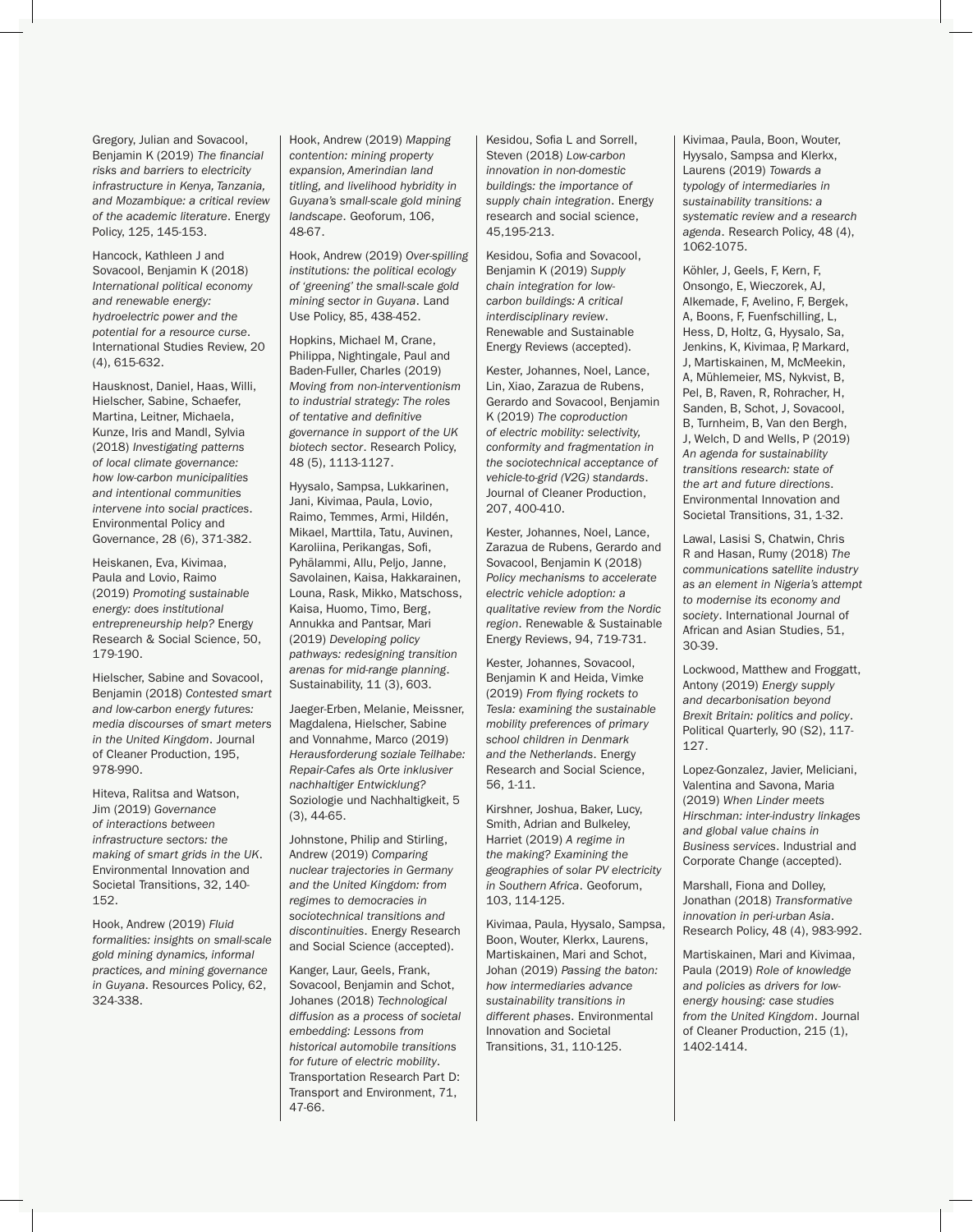Gregory, Julian and Sovacool, Benjamin K (2019) *The financial risks and barriers to electricity infrastructure in Kenya, Tanzania, and Mozambique: a critical review of the academic literature*. Energy Policy, 125, 145-153.

Hancock, Kathleen J and Sovacool, Benjamin K (2018) *International political economy and renewable energy: hydroelectric power and the potential for a resource curse*. International Studies Review, 20 (4), 615-632.

Hausknost, Daniel, Haas, Willi, Hielscher, Sabine, Schaefer, Martina, Leitner, Michaela, Kunze, Iris and Mandl, Sylvia (2018) *Investigating patterns of local climate governance: how low-carbon municipalities and intentional communities intervene into social practices*. Environmental Policy and Governance, 28 (6), 371-382.

Heiskanen, Eva, Kivimaa, Paula and Lovio, Raimo (2019) *Promoting sustainable energy: does institutional entrepreneurship help?* Energy Research & Social Science, 50, 179-190.

Hielscher, Sabine and Sovacool, Benjamin K (2018) *Contested smart and low-carbon energy futures: media discourses of smart meters in the United Kingdom*. Journal of Cleaner Production, 195, 978-990.

Hiteva, Ralitsa and Watson, Jim (2019) *Governance of interactions between infrastructure sectors: the making of smart grids in the UK*. Environmental Innovation and Societal Transitions, 32, 140-152.

Hook, Andrew (2019) *Fluid formalities: insights on small-scale gold mining dynamics, informal practices, and mining governance in Guyana*. Resources Policy, 62, 324-338.

Hook, Andrew (2019) *Mapping contention: mining property expansion, Amerindian land titling, and livelihood hybridity in Guyana's small-scale gold mining landscape*. Geoforum, 106, 48-67.

Hook, Andrew (2019) *Over-spilling institutions: the political ecology of 'greening' the small-scale gold mining sector in Guyana*. Land Use Policy, 85, 438-452.

Hopkins, Michael M, Crane, Philippa, Nightingale, Paul and Baden-Fuller, Charles (2019) *Moving from non-interventionism to industrial strategy: The roles of tentative and definitive governance in support of the UK biotech sector*. Research Policy, 48 (5), 1113-1127.

Hyysalo, Sampsa, Lukkarinen, Jani, Kivimaa, Paula, Lovio, Raimo, Temmes, Armi, Hildén, Mikael, Marttila, Tatu, Auvinen, Karoliina, Perikangas, Sofi, Pyhälammi, Allu, Peljo, Janne, Savolainen, Kaisa, Hakkarainen, Louna, Rask, Mikko, Matschoss, Kaisa, Huomo, Timo, Berg, Annukka and Pantsar, Mari (2019) *Developing policy pathways: redesigning transition arenas for mid-range planning*. Sustainability, 11 (3), 603.

Jaeger-Erben, Melanie, Meissner, Magdalena, Hielscher, Sabine and Vonnahme, Marco (2019) *Herausforderung soziale Teilhabe: Repair-Cafes als Orte inklusiver nachhaltiger Entwicklung?* Soziologie und Nachhaltigkeit, 5 (3), 44-65.

Johnstone, Philip and Stirling, Andrew (2019) *Comparing nuclear trajectories in Germany and the United Kingdom: from regimes to democracies in sociotechnical transitions and discontinuities*. Energy Research and Social Science (accepted).

Kanger, Laur, Geels, Frank, Sovacool, Benjamin and Schot, Johanes (2018) *Technological diffusion as a process of societal embedding: Lessons from historical automobile transitions for future of electric mobility*. Transportation Research Part D: Transport and Environment, 71, 47-66.

Kesidou, Sofia L and Sorrell, Steven (2018) *Low-carbon innovation in non-domestic buildings: the importance of supply chain integration*. Energy research and social science, 45,195-213.

Kesidou, Sofia and Sovacool, Benjamin K (2019) *Supply chain integration for low-carbon buildings: A critical interdisciplinary review*. Renewable and Sustainable Energy Reviews (accepted).

Kester, Johannes, Noel, Lance, Lin, Xiao, Zarazua de Rubens, Gerardo and Sovacool, Benjamin K (2019) *The coproduction of electric mobility: selectivity, conformity and fragmentation in the sociotechnical acceptance of vehicle-to-grid (V2G) standards*. Journal of Cleaner Production, 207, 400-410.

Kester, Johannes, Noel, Lance, Zarazua de Rubens, Gerardo and Sovacool, Benjamin K (2018) *Policy mechanisms to accelerate electric vehicle adoption: a qualitative review from the Nordic region*. Renewable & Sustainable Energy Reviews, 94, 719-731.

Kester, Johannes, Sovacool, Benjamin K and Heida, Vimke (2019) *From flying rockets to Tesla: examining the sustainable mobility preferences of primary school children in Denmark and the Netherlands*. Energy Research and Social Science, 56, 1-11.

Kirshner, Joshua, Baker, Lucy, Smith, Adrian and Bulkeley, Harriet (2019) *A regime in the making? Examining the geographies of solar PV electricity in Southern Africa*. Geoforum, 103, 114-125.

Kivimaa, Paula, Hyysalo, Sampsa, Boon, Wouter, Klerkx, Laurens, Martiskainen, Mari and Schot, Johan (2019) *Passing the baton: how intermediaries advance sustainability transitions in different phases*. Environmental Innovation and Societal Transitions, 31, 110-125.

Kivimaa, Paula, Boon, Wouter, Hyysalo, Sampsa and Klerkx, Laurens (2019) *Towards a typology of intermediaries in sustainability transitions: a systematic review and a research agenda*. Research Policy, 48 (4), 1062-1075.

Köhler, J, Geels, F, Kern, F, Onsongo, E, Wieczorek, AJ, Alkemade, F, Avelino, F, Bergek, A, Boons, F, Fuenfschilling, L, Hess, D, Holtz, G, Hyysalo, Sa, Jenkins, K, Kivimaa, P, Markard, J, Martiskainen, M, McMeekin, A, Mühlemeier, MS, Nykvist, B, Pel, B, Raven, R, Rohracher, H, Sanden, B, Schot, J, Sovacool, B, Turnheim, B, Van den Bergh, J, Welch, D and Wells, P (2019) *An agenda for sustainability transitions research: state of the art and future directions*. Environmental Innovation and Societal Transitions, 31, 1-32.

Lawal, Lasisi S, Chatwin, Chris R and Hasan, Rumy (2018) *The communications satellite industry as an element in Nigeria's attempt to modernise its economy and society*. International Journal of African and Asian Studies, 51, 30-39.

Lockwood, Matthew and Froggatt, Antony (2019) *Energy supply and decarbonisation beyond Brexit Britain: politics and policy*. Political Quarterly, 90 (S2), 117-127.

Lopez-Gonzalez, Javier, Meliciani, Valentina and Savona, Maria (2019) *When Linder meets Hirschman: inter-industry linkages and global value chains in Business services*. Industrial and Corporate Change (accepted).

Marshall, Fiona and Dolley, Jonathan (2018) *Transformative innovation in peri-urban Asia*. Research Policy, 48 (4), 983-992.

Martiskainen, Mari and Kivimaa, Paula (2019) *Role of knowledge and policies as drivers for low-energy housing: case studies from the United Kingdom*. Journal of Cleaner Production, 215 (1), 1402-1414.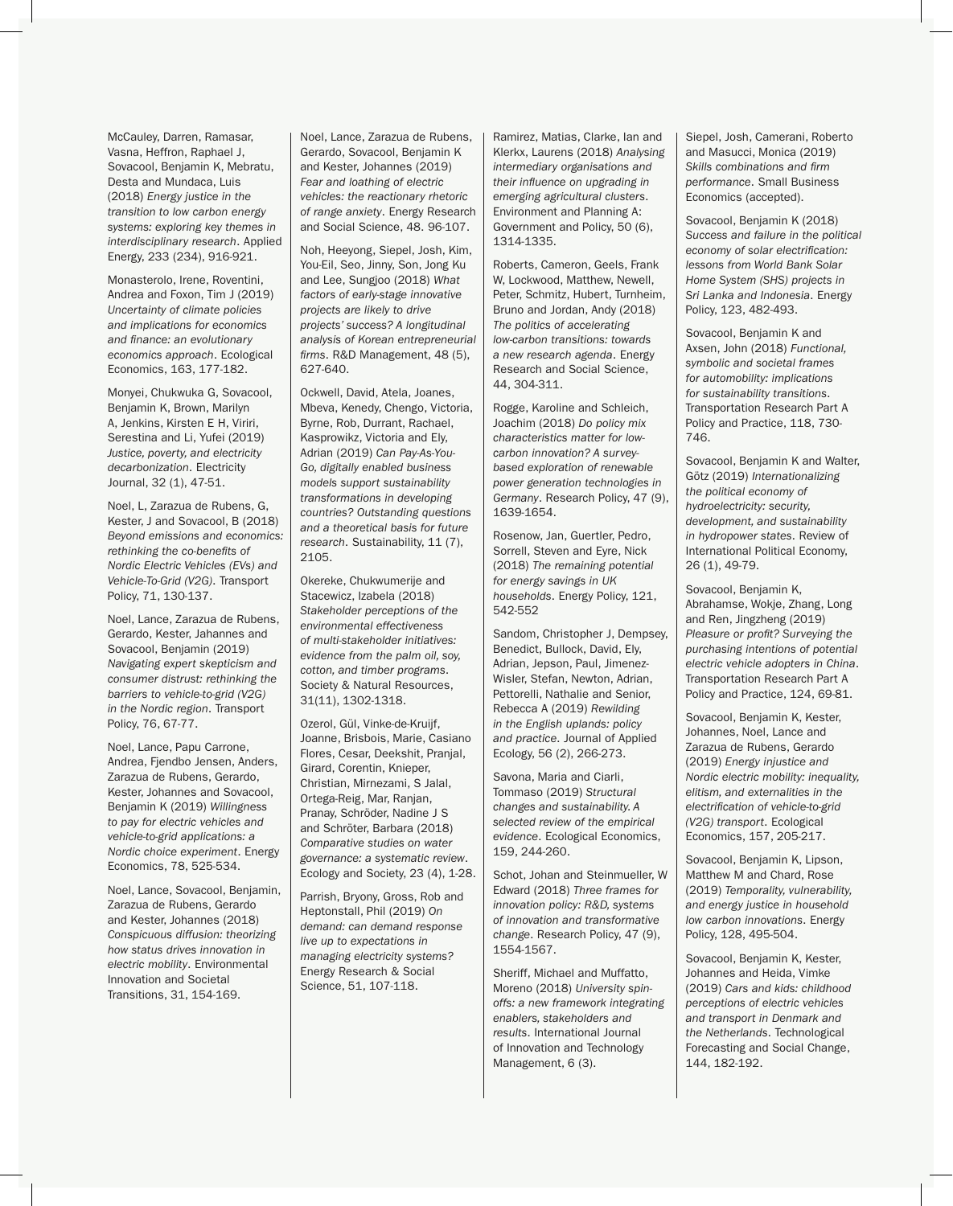McCauley, Darren, Ramasar, Vasna, Heffron, Raphael J, Sovacool, Benjamin K, Mebratu, Desta and Mundaca, Luis (2018) *Energy justice in the transition to low carbon energy systems: exploring key themes in interdisciplinary research*. Applied Energy, 233 (234), 916-921.

Monasterolo, Irene, Roventini, Andrea and Foxon, Tim J (2019) *Uncertainty of climate policies and implications for economics and finance: an evolutionary economics approach*. Ecological Economics, 163, 177-182.

Monyei, Chukwuka G, Sovacool, Benjamin K, Brown, Marilyn A, Jenkins, Kirsten E H, Viriri, Serestina and Li, Yufei (2019) *Justice, poverty, and electricity decarbonization*. Electricity Journal, 32 (1), 47-51.

Noel, L, Zarazua de Rubens, G, Kester, J and Sovacool, B (2018) *Beyond emissions and economics: rethinking the co-benefits of Nordic Electric Vehicles (EVs) and Vehicle-To-Grid (V2G)*. Transport Policy, 71, 130-137.

Noel, Lance, Zarazua de Rubens, Gerardo, Kester, Jahannes and Sovacool, Benjamin (2019) *Navigating expert skepticism and consumer distrust: rethinking the barriers to vehicle-to-grid (V2G) in the Nordic region*. Transport Policy, 76, 67-77.

Noel, Lance, Papu Carrone, Andrea, Fjendbo Jensen, Anders, Zarazua de Rubens, Gerardo, Kester, Johannes and Sovacool, Benjamin K (2019) *Willingness to pay for electric vehicles and vehicle-to-grid applications: a Nordic choice experiment*. Energy Economics, 78, 525-534.

Noel, Lance, Sovacool, Benjamin, Zarazua de Rubens, Gerardo and Kester, Johannes (2018) *Conspicuous diffusion: theorizing how status drives innovation in electric mobility*. Environmental Innovation and Societal Transitions, 31, 154-169.

Noel, Lance, Zarazua de Rubens, Gerardo, Sovacool, Benjamin K and Kester, Johannes (2019) *Fear and loathing of electric vehicles: the reactionary rhetoric of range anxiety*. Energy Research and Social Science, 48. 96-107.

Noh, Heeyong, Siepel, Josh, Kim, You-Eil, Seo, Jinny, Son, Jong Ku and Lee, Sungjoo (2018) *What factors of early-stage innovative projects are likely to drive projects' success? A longitudinal analysis of Korean entrepreneurial firms*. R&D Management, 48 (5), 627-640.

Ockwell, David, Atela, Joanes, Mbeva, Kenedy, Chengo, Victoria, Byrne, Rob, Durrant, Rachael, Kasprowikz, Victoria and Ely, Adrian (2019) *Can Pay-As-You-Go, digitally enabled business models support sustainability transformations in developing countries? Outstanding questions and a theoretical basis for future research*. Sustainability, 11 (7), 2105.

Okereke, Chukwumerije and Stacewicz, Izabela (2018) *Stakeholder perceptions of the environmental effectiveness of multi-stakeholder initiatives: evidence from the palm oil, soy, cotton, and timber programs*. Society & Natural Resources, 31(11), 1302-1318.

Ozerol, Gül, Vinke-de-Kruijf, Joanne, Brisbois, Marie, Casiano Flores, Cesar, Deekshit, Pranjal, Girard, Corentin, Knieper, Christian, Mirnezami, S Jalal, Ortega-Reig, Mar, Ranjan, Pranay, Schröder, Nadine J S and Schröter, Barbara (2018) *Comparative studies on water governance: a systematic review*. Ecology and Society, 23 (4), 1-28.

Parrish, Bryony, Gross, Rob and Heptonstall, Phil (2019) *On demand: can demand response live up to expectations in managing electricity systems?* Energy Research & Social Science, 51, 107-118.

Ramirez, Matias, Clarke, Ian and Klerkx, Laurens (2018) *Analysing intermediary organisations and their influence on upgrading in emerging agricultural clusters*. Environment and Planning A: Government and Policy, 50 (6), 1314-1335.

Roberts, Cameron, Geels, Frank W, Lockwood, Matthew, Newell, Peter, Schmitz, Hubert, Turnheim, Bruno and Jordan, Andy (2018) *The politics of accelerating low-carbon transitions: towards a new research agenda*. Energy Research and Social Science, 44, 304-311.

Rogge, Karoline and Schleich, Joachim (2018) *Do policy mix characteristics matter for low-carbon innovation? A survey-based exploration of renewable power generation technologies in Germany*. Research Policy, 47 (9), 1639-1654.

Rosenow, Jan, Guertler, Pedro, Sorrell, Steven and Eyre, Nick (2018) *The remaining potential for energy savings in UK households*. Energy Policy, 121, 542-552

Sandom, Christopher J, Dempsey, Benedict, Bullock, David, Ely, Adrian, Jepson, Paul, Jimenez-Wisler, Stefan, Newton, Adrian, Pettorelli, Nathalie and Senior, Rebecca A (2019) *Rewilding in the English uplands: policy and practice*. Journal of Applied Ecology, 56 (2), 266-273.

Savona, Maria and Ciarli, Tommaso (2019) *Structural changes and sustainability. A selected review of the empirical evidence*. Ecological Economics, 159, 244-260.

Schot, Johan and Steinmueller, W Edward (2018) *Three frames for innovation policy: R&D, systems of innovation and transformative change*. Research Policy, 47 (9), 1554-1567.

Sheriff, Michael and Muffatto, Moreno (2018) *University spin-offs: a new framework integrating enablers, stakeholders and results*. International Journal of Innovation and Technology Management, 6 (3).

Siepel, Josh, Camerani, Roberto and Masucci, Monica (2019) *Skills combinations and firm performance*. Small Business Economics (accepted).

Sovacool, Benjamin K (2018) *Success and failure in the political economy of solar electrification: lessons from World Bank Solar Home System (SHS) projects in Sri Lanka and Indonesia*. Energy Policy, 123, 482-493.

Sovacool, Benjamin K and Axsen, John (2018) *Functional, symbolic and societal frames for automobility: implications for sustainability transitions*. Transportation Research Part A Policy and Practice, 118, 730-746.

Sovacool, Benjamin K and Walter, Götz (2019) *Internationalizing the political economy of hydroelectricity: security, development, and sustainability in hydropower states*. Review of International Political Economy, 26 (1), 49-79.

Sovacool, Benjamin K, Abrahamse, Wokje, Zhang, Long and Ren, Jingzheng (2019) *Pleasure or profit? Surveying the purchasing intentions of potential electric vehicle adopters in China*. Transportation Research Part A Policy and Practice, 124, 69-81.

Sovacool, Benjamin K, Kester, Johannes, Noel, Lance and Zarazua de Rubens, Gerardo (2019) *Energy injustice and Nordic electric mobility: inequality, elitism, and externalities in the electrification of vehicle-to-grid (V2G) transport*. Ecological Economics, 157, 205-217.

Sovacool, Benjamin K, Lipson, Matthew M and Chard, Rose (2019) *Temporality, vulnerability, and energy justice in household low carbon innovations*. Energy Policy, 128, 495-504.

Sovacool, Benjamin K, Kester, Johannes and Heida, Vimke (2019) *Cars and kids: childhood perceptions of electric vehicles and transport in Denmark and the Netherlands*. Technological Forecasting and Social Change, 144, 182-192.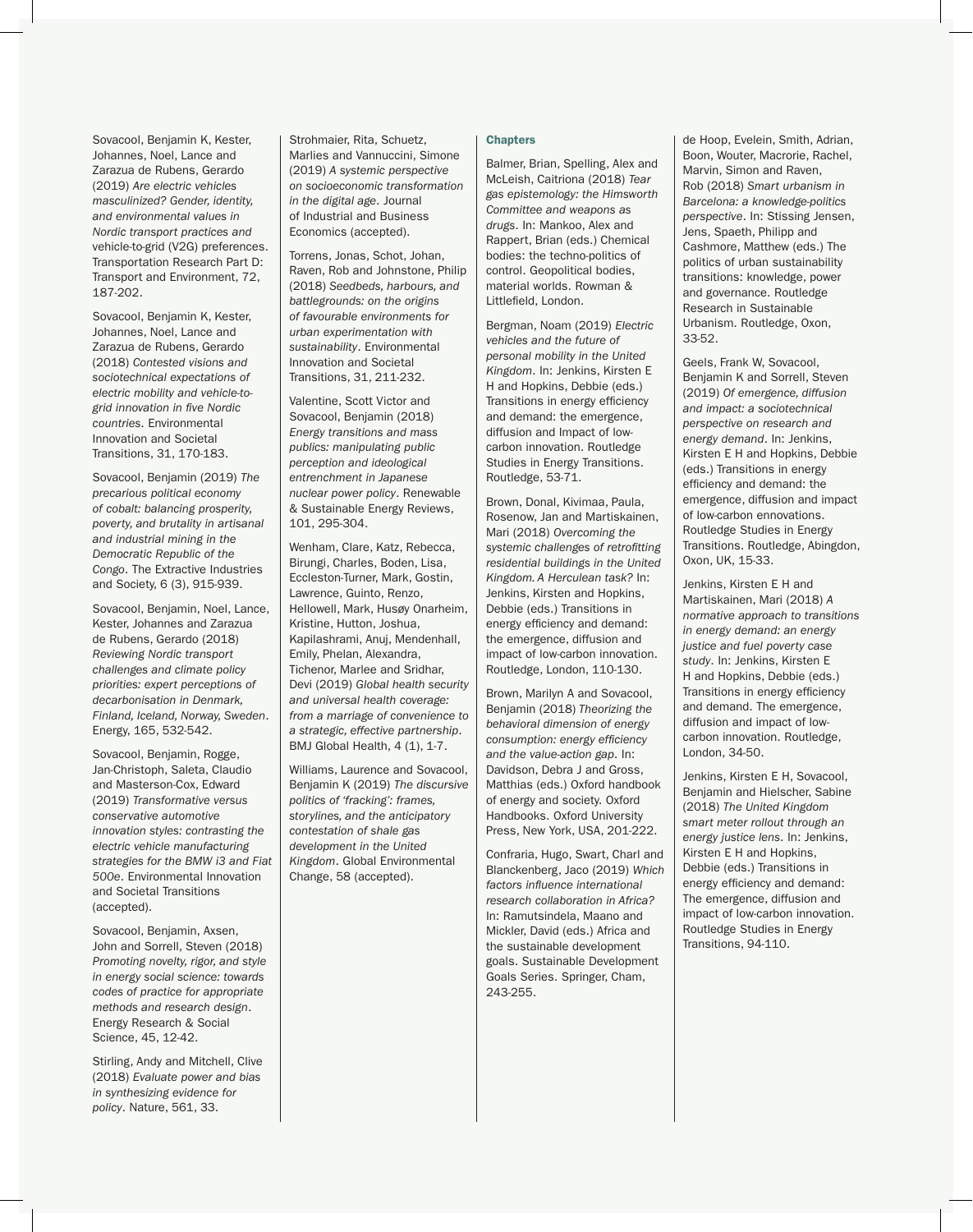Sovacool, Benjamin K, Kester, Johannes, Noel, Lance and Zarazua de Rubens, Gerardo (2019) *Are electric vehicles masculinized? Gender, identity, and environmental values in Nordic transport practices and* vehicle-to-grid (V2G) preferences. Transportation Research Part D: Transport and Environment, 72, 187-202.

Sovacool, Benjamin K, Kester, Johannes, Noel, Lance and Zarazua de Rubens, Gerardo (2018) *Contested visions and sociotechnical expectations of electric mobility and vehicle-to-grid innovation in five Nordic countries*. Environmental Innovation and Societal Transitions, 31, 170-183.

Sovacool, Benjamin (2019) *The precarious political economy of cobalt: balancing prosperity, poverty, and brutality in artisanal and industrial mining in the Democratic Republic of the Congo*. The Extractive Industries and Society, 6 (3), 915-939.

Sovacool, Benjamin, Noel, Lance, Kester, Johannes and Zarazua de Rubens, Gerardo (2018) *Reviewing Nordic transport challenges and climate policy priorities: expert perceptions of decarbonisation in Denmark, Finland, Iceland, Norway, Sweden*. Energy, 165, 532-542.

Sovacool, Benjamin, Rogge, Jan-Christoph, Saleta, Claudio and Masterson-Cox, Edward (2019) *Transformative versus conservative automotive innovation styles: contrasting the electric vehicle manufacturing strategies for the BMW i3 and Fiat 500e*. Environmental Innovation and Societal Transitions (accepted).

Sovacool, Benjamin, Axsen, John and Sorrell, Steven (2018) *Promoting novelty, rigor, and style in energy social science: towards codes of practice for appropriate methods and research design*. Energy Research & Social Science, 45, 12-42.

Stirling, Andy and Mitchell, Clive (2018) *Evaluate power and bias in synthesizing evidence for policy*. Nature, 561, 33.

Strohmaier, Rita, Schuetz, Marlies and Vannuccini, Simone (2019) *A systemic perspective on socioeconomic transformation in the digital age*. Journal of Industrial and Business Economics (accepted).

Torrens, Jonas, Schot, Johan, Raven, Rob and Johnstone, Philip (2018) *Seedbeds, harbours, and battlegrounds: on the origins of favourable environments for urban experimentation with sustainability*. Environmental Innovation and Societal Transitions, 31, 211-232.

Valentine, Scott Victor and Sovacool, Benjamin (2018) *Energy transitions and mass publics: manipulating public perception and ideological entrenchment in Japanese nuclear power policy*. Renewable & Sustainable Energy Reviews, 101, 295-304.

Wenham, Clare, Katz, Rebecca, Birungi, Charles, Boden, Lisa, Eccleston-Turner, Mark, Gostin, Lawrence, Guinto, Renzo, Hellowell, Mark, Husøy Onarheim, Kristine, Hutton, Joshua, Kapilashrami, Anuj, Mendenhall, Emily, Phelan, Alexandra, Tichenor, Marlee and Sridhar, Devi (2019) *Global health security and universal health coverage: from a marriage of convenience to a strategic, effective partnership*. BMJ Global Health, 4 (1), 1-7.

Williams, Laurence and Sovacool, Benjamin K (2019) *The discursive politics of 'fracking': frames, storylines, and the anticipatory contestation of shale gas development in the United Kingdom*. Global Environmental Change, 58 (accepted).

### Chapters

Balmer, Brian, Spelling, Alex and McLeish, Caitriona (2018) *Tear gas epistemology: the Himsworth Committee and weapons as drugs*. In: Mankoo, Alex and Rappert, Brian (eds.) Chemical bodies: the techno-politics of control. Geopolitical bodies, material worlds. Rowman & Littlefield, London.

Bergman, Noam (2019) *Electric vehicles and the future of personal mobility in the United Kingdom*. In: Jenkins, Kirsten E H and Hopkins, Debbie (eds.) Transitions in energy efficiency and demand: the emergence, diffusion and Impact of low-carbon innovation. Routledge Studies in Energy Transitions. Routledge, 53-71.

Brown, Donal, Kivimaa, Paula, Rosenow, Jan and Martiskainen, Mari (2018) *Overcoming the systemic challenges of retrofitting residential buildings in the United Kingdom. A Herculean task?* In: Jenkins, Kirsten and Hopkins, Debbie (eds.) Transitions in energy efficiency and demand: the emergence, diffusion and impact of low-carbon innovation. Routledge, London, 110-130.

Brown, Marilyn A and Sovacool, Benjamin (2018) *Theorizing the behavioral dimension of energy consumption: energy efficiency and the value-action gap*. In: Davidson, Debra J and Gross, Matthias (eds.) Oxford handbook of energy and society. Oxford Handbooks. Oxford University Press, New York, USA, 201-222.

Confraria, Hugo, Swart, Charl and Blanckenberg, Jaco (2019) *Which factors influence international research collaboration in Africa?* In: Ramutsindela, Maano and Mickler, David (eds.) Africa and the sustainable development goals. Sustainable Development Goals Series. Springer, Cham, 243-255.

de Hoop, Evelein, Smith, Adrian, Boon, Wouter, Macrorie, Rachel, Marvin, Simon and Raven, Rob (2018) *Smart urbanism in Barcelona: a knowledge-politics perspective*. In: Stissing Jensen, Jens, Spaeth, Philipp and Cashmore, Matthew (eds.) The politics of urban sustainability transitions: knowledge, power and governance. Routledge Research in Sustainable Urbanism. Routledge, Oxon, 33-52.

Geels, Frank W, Sovacool, Benjamin K and Sorrell, Steven (2019) *Of emergence, diffusion and impact: a sociotechnical perspective on research and energy demand*. In: Jenkins, Kirsten E H and Hopkins, Debbie (eds.) Transitions in energy efficiency and demand: the emergence, diffusion and impact of low-carbon ennovations. Routledge Studies in Energy Transitions. Routledge, Abingdon, Oxon, UK, 15-33.

Jenkins, Kirsten E H and Martiskainen, Mari (2018) *A normative approach to transitions in energy demand: an energy justice and fuel poverty case study*. In: Jenkins, Kirsten E H and Hopkins, Debbie (eds.) Transitions in energy efficiency and demand. The emergence, diffusion and impact of low-carbon innovation. Routledge, London, 34-50.

Jenkins, Kirsten E H, Sovacool, Benjamin and Hielscher, Sabine (2018) *The United Kingdom smart meter rollout through an energy justice lens*. In: Jenkins, Kirsten E H and Hopkins, Debbie (eds.) Transitions in energy efficiency and demand: The emergence, diffusion and impact of low-carbon innovation. Routledge Studies in Energy Transitions, 94-110.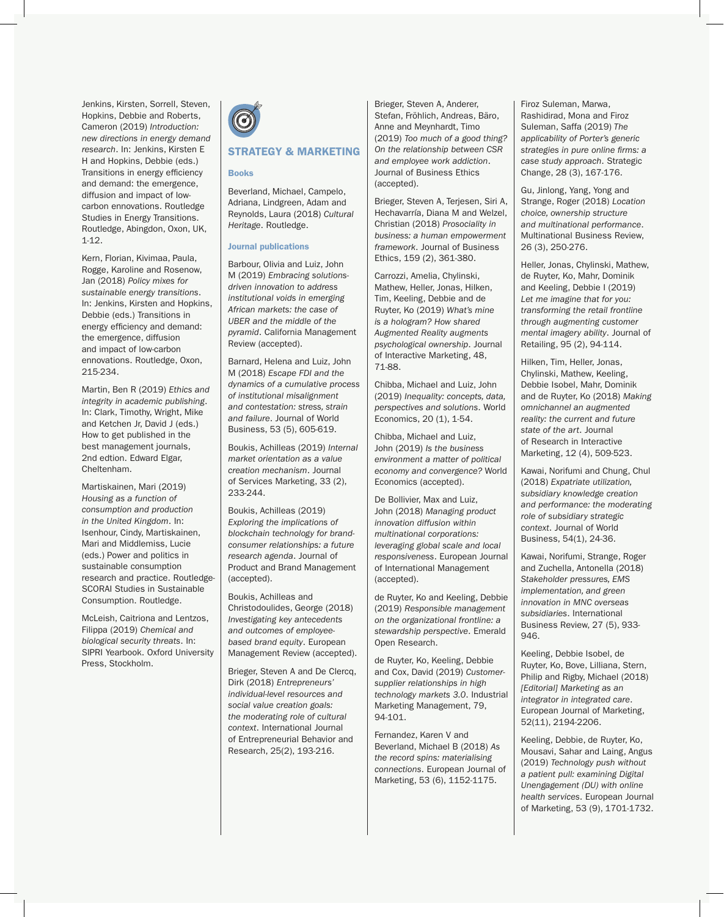Jenkins, Kirsten, Sorrell, Steven, Hopkins, Debbie and Roberts, Cameron (2019) *Introduction: new directions in energy demand research*. In: Jenkins, Kirsten E H and Hopkins, Debbie (eds.) Transitions in energy efficiency and demand: the emergence, diffusion and impact of low-carbon ennovations. Routledge Studies in Energy Transitions. Routledge, Abingdon, Oxon, UK, 1-12.

Kern, Florian, Kivimaa, Paula, Rogge, Karoline and Rosenow, Jan (2018) *Policy mixes for sustainable energy transitions*. In: Jenkins, Kirsten and Hopkins, Debbie (eds.) Transitions in energy efficiency and demand: the emergence, diffusion and impact of low-carbon ennovations. Routledge, Oxon, 215-234.

Martin, Ben R (2019) *Ethics and integrity in academic publishing*. In: Clark, Timothy, Wright, Mike and Ketchen Jr, David J (eds.) How to get published in the best management journals, 2nd edtion. Edward Elgar, Cheltenham.

Martiskainen, Mari (2019) *Housing as a function of consumption and production in the United Kingdom*. In: Isenhour, Cindy, Martiskainen, Mari and Middlemiss, Lucie (eds.) Power and politics in sustainable consumption research and practice. Routledge-SCORAI Studies in Sustainable Consumption. Routledge.

McLeish, Caitriona and Lentzos, Filippa (2019) *Chemical and biological security threats*. In: SIPRI Yearbook. Oxford University Press, Stockholm.

## STRATEGY & MARKETING

### Books

Beverland, Michael, Campelo, Adriana, Lindgreen, Adam and Reynolds, Laura (2018) *Cultural Heritage*. Routledge.

### Journal publications

Barbour, Olivia and Luiz, John M (2019) *Embracing solutions-driven innovation to address institutional voids in emerging African markets: the case of UBER and the middle of the pyramid*. California Management Review (accepted).

Barnard, Helena and Luiz, John M (2018) *Escape FDI and the dynamics of a cumulative process of institutional misalignment and contestation: stress, strain and failure*. Journal of World Business, 53 (5), 605-619.

Boukis, Achilleas (2019) *Internal market orientation as a value creation mechanism*. Journal of Services Marketing, 33 (2), 233-244.

Boukis, Achilleas (2019) *Exploring the implications of blockchain technology for brand-consumer relationships: a future research agenda*. Journal of Product and Brand Management (accepted).

Boukis, Achilleas and Christodoulides, George (2018) *Investigating key antecedents and outcomes of employee-based brand equity*. European Management Review (accepted).

Brieger, Steven A and De Clercq, Dirk (2018) *Entrepreneurs' individual-level resources and social value creation goals: the moderating role of cultural context*. International Journal of Entrepreneurial Behavior and Research, 25(2), 193-216.

Brieger, Steven A, Anderer, Stefan, Fröhlich, Andreas, Bäro, Anne and Meynhardt, Timo (2019) *Too much of a good thing? On the relationship between CSR and employee work addiction*. Journal of Business Ethics (accepted).

Brieger, Steven A, Terjesen, Siri A, Hechavarría, Diana M and Welzel, Christian (2018) *Prosociality in business: a human empowerment framework*. Journal of Business Ethics, 159 (2), 361-380.

Carrozzi, Amelia, Chylinski, Mathew, Heller, Jonas, Hilken, Tim, Keeling, Debbie and de Ruyter, Ko (2019) *What's mine is a hologram? How shared Augmented Reality augments psychological ownership*. Journal of Interactive Marketing, 48, 71-88.

Chibba, Michael and Luiz, John (2019) *Inequality: concepts, data, perspectives and solutions*. World Economics, 20 (1), 1-54.

Chibba, Michael and Luiz, John (2019) *Is the business environment a matter of political economy and convergence?* World Economics (accepted).

De Bollivier, Max and Luiz, John (2018) *Managing product innovation diffusion within multinational corporations: leveraging global scale and local responsiveness*. European Journal of International Management (accepted).

de Ruyter, Ko and Keeling, Debbie (2019) *Responsible management on the organizational frontline: a stewardship perspective*. Emerald Open Research.

de Ruyter, Ko, Keeling, Debbie and Cox, David (2019) *Customer-supplier relationships in high technology markets 3.0*. Industrial Marketing Management, 79, 94-101.

Fernandez, Karen V and Beverland, Michael B (2018) *As the record spins: materialising connections*. European Journal of Marketing, 53 (6), 1152-1175.

Firoz Suleman, Marwa, Rashidirad, Mona and Firoz Suleman, Saffa (2019) *The applicability of Porter's generic strategies in pure online firms: a case study approach*. Strategic Change, 28 (3), 167-176.

Gu, Jinlong, Yang, Yong and Strange, Roger (2018) *Location choice, ownership structure and multinational performance*. Multinational Business Review, 26 (3), 250-276.

Heller, Jonas, Chylinski, Mathew, de Ruyter, Ko, Mahr, Dominik and Keeling, Debbie I (2019) *Let me imagine that for you: transforming the retail frontline through augmenting customer mental imagery ability*. Journal of Retailing, 95 (2), 94-114.

Hilken, Tim, Heller, Jonas, Chylinski, Mathew, Keeling, Debbie Isobel, Mahr, Dominik and de Ruyter, Ko (2018) *Making omnichannel an augmented reality: the current and future state of the art*. Journal of Research in Interactive Marketing, 12 (4), 509-523.

Kawai, Norifumi and Chung, Chul (2018) *Expatriate utilization, subsidiary knowledge creation and performance: the moderating role of subsidiary strategic context*. Journal of World Business, 54(1), 24-36.

Kawai, Norifumi, Strange, Roger and Zuchella, Antonella (2018) *Stakeholder pressures, EMS implementation, and green innovation in MNC overseas subsidiaries*. International Business Review, 27 (5), 933-946.

Keeling, Debbie Isobel, de Ruyter, Ko, Bove, Lilliana, Stern, Philip and Rigby, Michael (2018) *[Editorial] Marketing as an integrator in integrated care*. European Journal of Marketing, 52(11), 2194-2206.

Keeling, Debbie, de Ruyter, Ko, Mousavi, Sahar and Laing, Angus (2019) *Technology push without a patient pull: examining Digital Unengagement (DU) with online health services*. European Journal of Marketing, 53 (9), 1701-1732.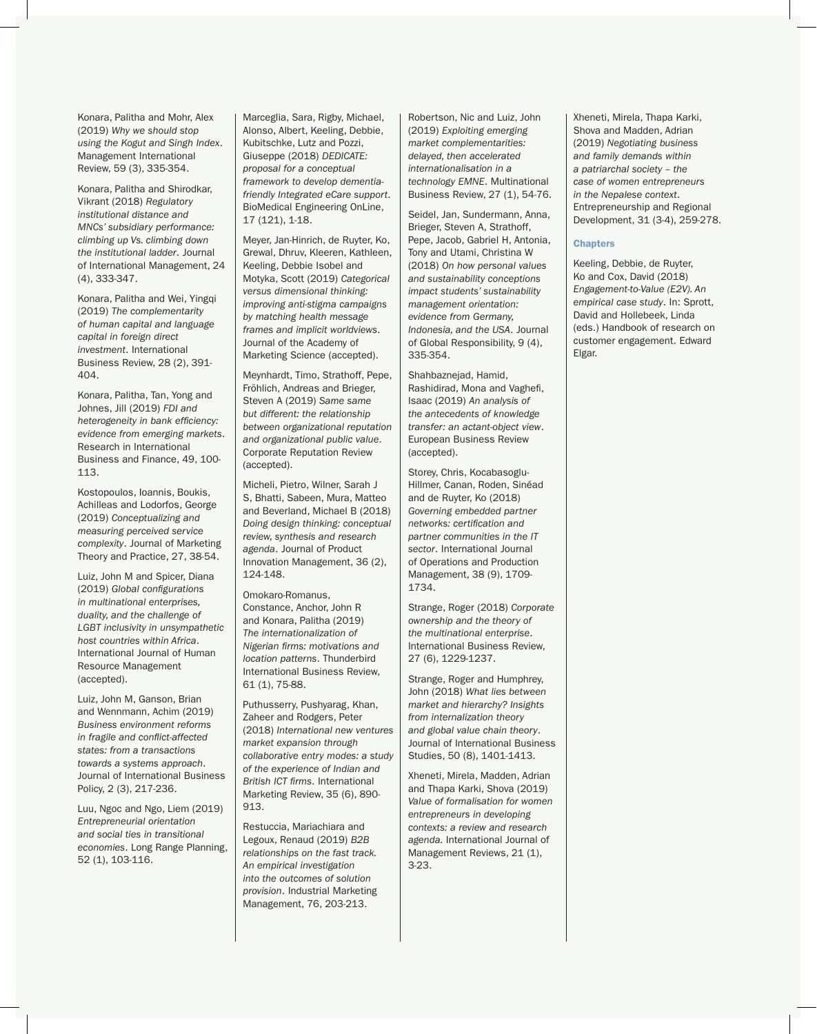Konara, Palitha and Mohr, Alex (2019) *Why we should stop using the Kogut and Singh Index*. Management International Review, 59 (3), 335-354.

Konara, Palitha and Shirodkar, Vikrant (2018) *Regulatory institutional distance and MNCs' subsidiary performance: climbing up Vs. climbing down the institutional ladder*. Journal of International Management, 24 (4), 333-347.

Konara, Palitha and Wei, Yingqi (2019) *The complementarity of human capital and language capital in foreign direct investment*. International Business Review, 28 (2), 391-404.

Konara, Palitha, Tan, Yong and Johnes, Jill (2019) *FDI and heterogeneity in bank efficiency: evidence from emerging markets*. Research in International Business and Finance, 49, 100-113.

Kostopoulos, Ioannis, Boukis, Achilleas and Lodorfos, George (2019) *Conceptualizing and measuring perceived service complexity*. Journal of Marketing Theory and Practice, 27, 38-54.

Luiz, John M and Spicer, Diana (2019) *Global configurations in multinational enterprises, duality, and the challenge of LGBT inclusivity in unsympathetic host countries within Africa*. International Journal of Human Resource Management (accepted).

Luiz, John M, Ganson, Brian and Wennmann, Achim (2019) *Business environment reforms in fragile and conflict-affected states: from a transactions towards a systems approach*. Journal of International Business Policy, 2 (3), 217-236.

Luu, Ngoc and Ngo, Liem (2019) *Entrepreneurial orientation and social ties in transitional economies*. Long Range Planning, 52 (1), 103-116.

Marceglia, Sara, Rigby, Michael, Alonso, Albert, Keeling, Debbie, Kubitschke, Lutz and Pozzi, Giuseppe (2018) *DEDICATE: proposal for a conceptual framework to develop dementia-friendly Integrated eCare support*. BioMedical Engineering OnLine, 17 (121), 1-18.

Meyer, Jan-Hinrich, de Ruyter, Ko, Grewal, Dhruv, Kleeren, Kathleen, Keeling, Debbie Isobel and Motyka, Scott (2019) *Categorical versus dimensional thinking: improving anti-stigma campaigns by matching health message frames and implicit worldviews*. Journal of the Academy of Marketing Science (accepted).

Meynhardt, Timo, Strathoff, Pepe, Fröhlich, Andreas and Brieger, Steven A (2019) *Same same but different: the relationship between organizational reputation and organizational public value.* Corporate Reputation Review (accepted).

Micheli, Pietro, Wilner, Sarah J S, Bhatti, Sabeen, Mura, Matteo and Beverland, Michael B (2018) *Doing design thinking: conceptual review, synthesis and research agenda*. Journal of Product Innovation Management, 36 (2), 124-148.

Omokaro-Romanus, Constance, Anchor, John R and Konara, Palitha (2019) *The internationalization of Nigerian firms: motivations and location patterns*. Thunderbird International Business Review, 61 (1), 75-88.

Puthusserry, Pushyarag, Khan, Zaheer and Rodgers, Peter (2018) *International new ventures market expansion through collaborative entry modes: a study of the experience of Indian and British ICT firms.* International Marketing Review, 35 (6), 890-913.

Restuccia, Mariachiara and Legoux, Renaud (2019) *B2B relationships on the fast track. An empirical investigation into the outcomes of solution provision*. Industrial Marketing Management, 76, 203-213.

Robertson, Nic and Luiz, John (2019) *Exploiting emerging market complementarities: delayed, then accelerated internationalisation in a technology EMNE*. Multinational Business Review, 27 (1), 54-76.

Seidel, Jan, Sundermann, Anna, Brieger, Steven A, Strathoff, Pepe, Jacob, Gabriel H, Antonia, Tony and Utami, Christina W (2018) *On how personal values and sustainability conceptions impact students' sustainability management orientation: evidence from Germany, Indonesia, and the USA*. Journal of Global Responsibility, 9 (4), 335-354.

Shahbaznejad, Hamid, Rashidirad, Mona and Vaghefi, Isaac (2019) *An analysis of the antecedents of knowledge transfer: an actant-object view*. European Business Review (accepted).

Storey, Chris, Kocabasoglu-Hillmer, Canan, Roden, Sinéad and de Ruyter, Ko (2018) *Governing embedded partner networks: certification and partner communities in the IT sector*. International Journal of Operations and Production Management, 38 (9), 1709-1734.

Strange, Roger (2018) *Corporate ownership and the theory of the multinational enterprise*. International Business Review, 27 (6), 1229-1237.

Strange, Roger and Humphrey, John (2018) *What lies between market and hierarchy? Insights from internalization theory and global value chain theory*. Journal of International Business Studies, 50 (8), 1401-1413.

Xheneti, Mirela, Madden, Adrian and Thapa Karki, Shova (2019) *Value of formalisation for women entrepreneurs in developing contexts: a review and research agenda.* International Journal of Management Reviews, 21 (1), 3-23.

Xheneti, Mirela, Thapa Karki, Shova and Madden, Adrian (2019) *Negotiating business and family demands within a patriarchal society – the case of women entrepreneurs in the Nepalese context*. Entrepreneurship and Regional Development, 31 (3-4), 259-278.

### Chapters

Keeling, Debbie, de Ruyter, Ko and Cox, David (2018) *Engagement-to-Value (E2V). An empirical case study*. In: Sprott, David and Hollebeek, Linda (eds.) Handbook of research on customer engagement. Edward Elgar.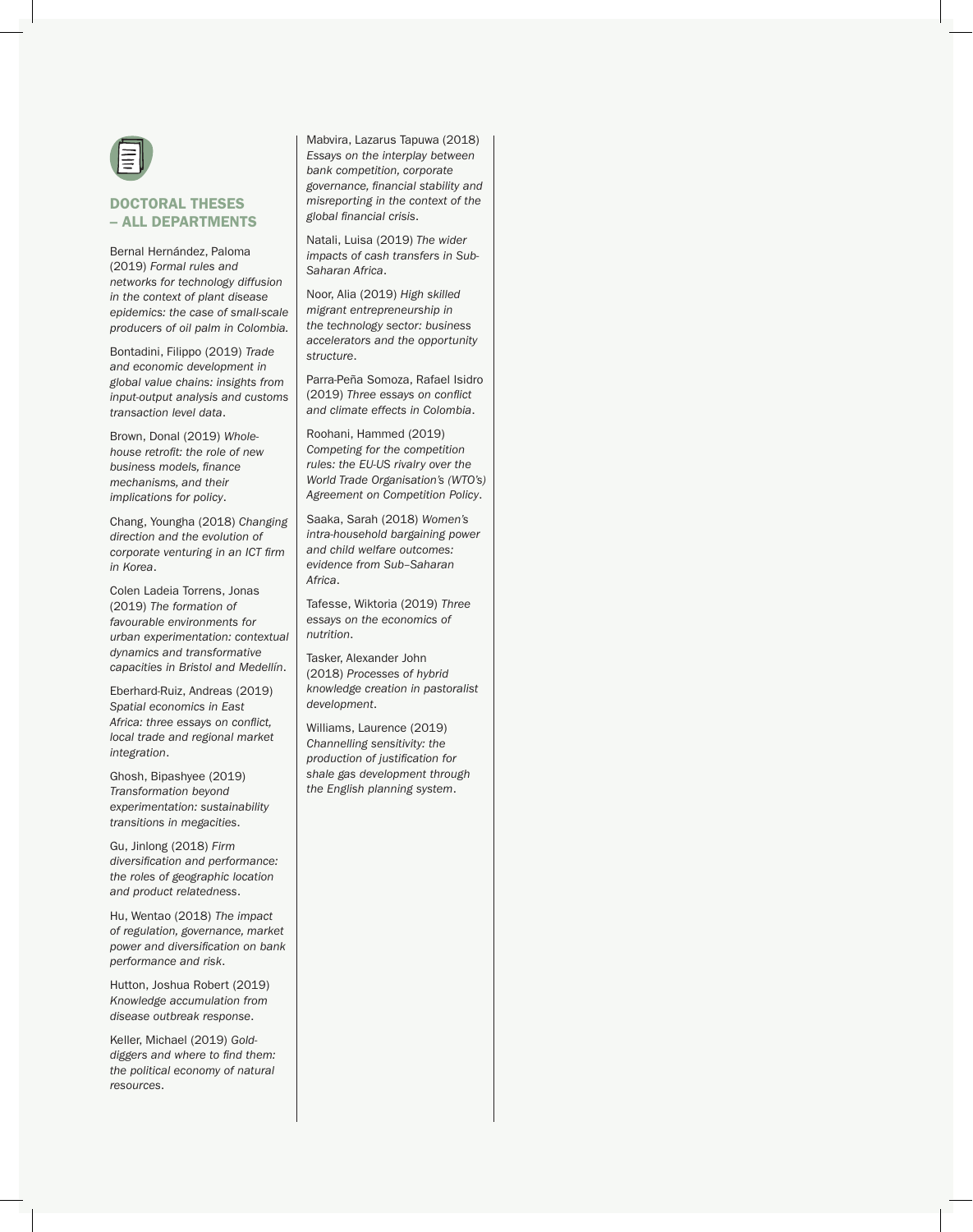## DOCTORAL THESES – ALL DEPARTMENTS

Bernal Hernández, Paloma (2019) *Formal rules and networks for technology diffusion in the context of plant disease epidemics: the case of small-scale producers of oil palm in Colombia*.

Bontadini, Filippo (2019) *Trade and economic development in global value chains: insights from input-output analysis and customs transaction level data*.

Brown, Donal (2019) *Whole-house retrofit: the role of new business models, finance mechanisms, and their implications for policy*.

Chang, Youngha (2018) *Changing direction and the evolution of corporate venturing in an ICT firm in Korea*.

Colen Ladeia Torrens, Jonas (2019) *The formation of favourable environments for urban experimentation: contextual dynamics and transformative capacities in Bristol and Medellín*.

Eberhard-Ruiz, Andreas (2019) *Spatial economics in East Africa: three essays on conflict, local trade and regional market integration*.

Ghosh, Bipashyee (2019) *Transformation beyond experimentation: sustainability transitions in megacities*.

Gu, Jinlong (2018) *Firm diversification and performance: the roles of geographic location and product relatedness*.

Hu, Wentao (2018) *The impact of regulation, governance, market power and diversification on bank performance and risk*.

Hutton, Joshua Robert (2019) *Knowledge accumulation from disease outbreak response*.

Keller, Michael (2019) *Gold-diggers and where to find them: the political economy of natural resources*.

Mabvira, Lazarus Tapuwa (2018) *Essays on the interplay between bank competition, corporate governance, financial stability and misreporting in the context of the global financial crisis*.

Natali, Luisa (2019) *The wider impacts of cash transfers in Sub-Saharan Africa*.

Noor, Alia (2019) *High skilled migrant entrepreneurship in the technology sector: business accelerators and the opportunity structure*.

Parra-Peña Somoza, Rafael Isidro (2019) *Three essays on conflict and climate effects in Colombia*.

Roohani, Hammed (2019) *Competing for the competition rules: the EU-US rivalry over the World Trade Organisation's (WTO's) Agreement on Competition Policy*.

Saaka, Sarah (2018) *Women's intra-household bargaining power and child welfare outcomes: evidence from Sub–Saharan Africa*.

Tafesse, Wiktoria (2019) *Three essays on the economics of nutrition*.

Tasker, Alexander John (2018) *Processes of hybrid knowledge creation in pastoralist development*.

Williams, Laurence (2019) *Channelling sensitivity: the production of justification for shale gas development through the English planning system*.